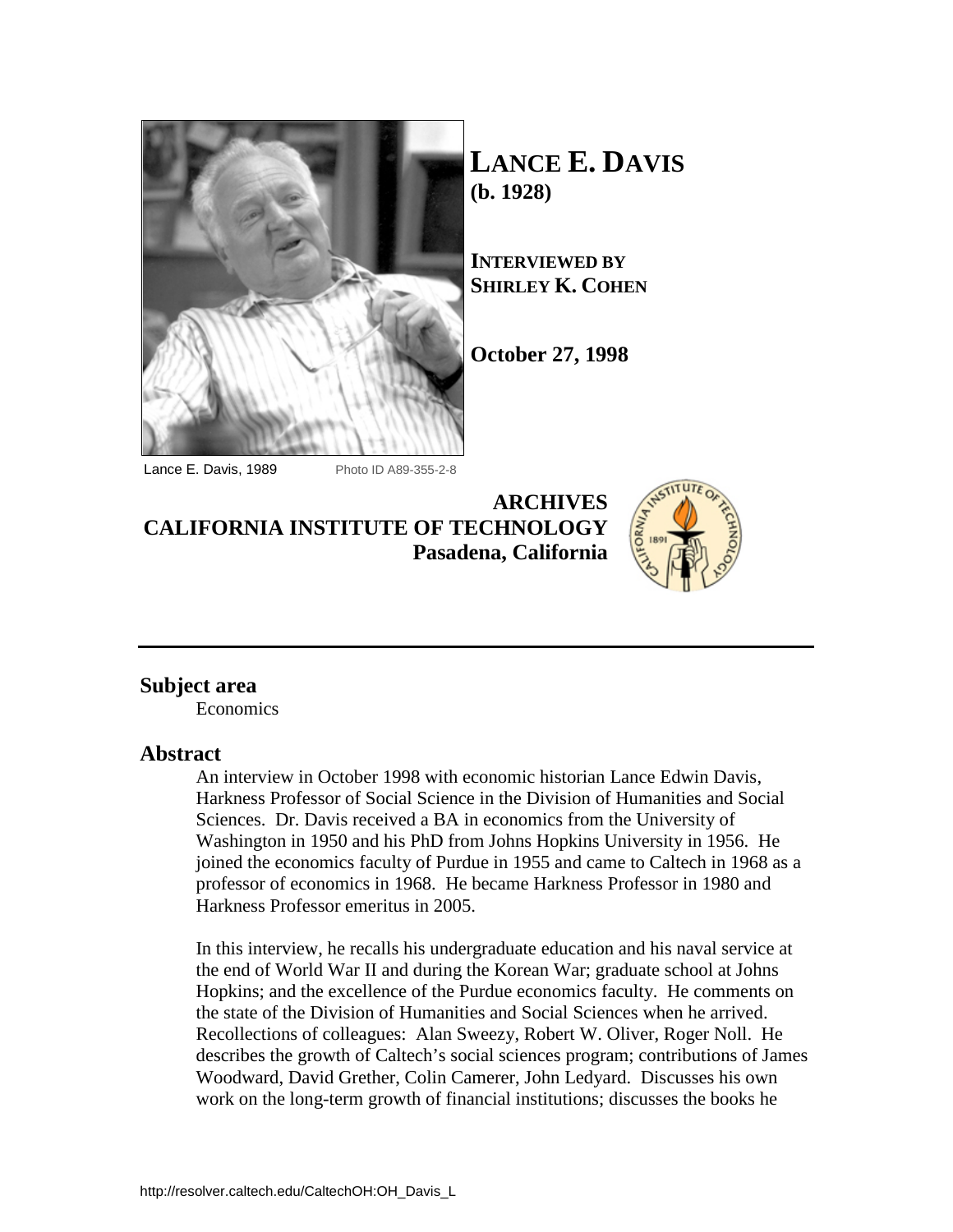# LANCE E. DAVIS
**(b. 1928)**

**INTERVIEWED BY**
**SHIRLEY K. COHEN**

**October 27, 1998**

Lance E. Davis, 1989 Photo ID A89-355-2-8

**ARCHIVES**
**CALIFORNIA INSTITUTE OF TECHNOLOGY**
**Pasadena, California**

---

## Subject area

Economics

## Abstract

An interview in October 1998 with economic historian Lance Edwin Davis, Harkness Professor of Social Science in the Division of Humanities and Social Sciences. Dr. Davis received a BA in economics from the University of Washington in 1950 and his PhD from Johns Hopkins University in 1956. He joined the economics faculty of Purdue in 1955 and came to Caltech in 1968 as a professor of economics in 1968. He became Harkness Professor in 1980 and Harkness Professor emeritus in 2005.

In this interview, he recalls his undergraduate education and his naval service at the end of World War II and during the Korean War; graduate school at Johns Hopkins; and the excellence of the Purdue economics faculty. He comments on the state of the Division of Humanities and Social Sciences when he arrived. Recollections of colleagues: Alan Sweezy, Robert W. Oliver, Roger Noll. He describes the growth of Caltech's social sciences program; contributions of James Woodward, David Grether, Colin Camerer, John Ledyard. Discusses his own work on the long-term growth of financial institutions; discusses the books he

http://resolver.caltech.edu/CaltechOH:OH_Davis_L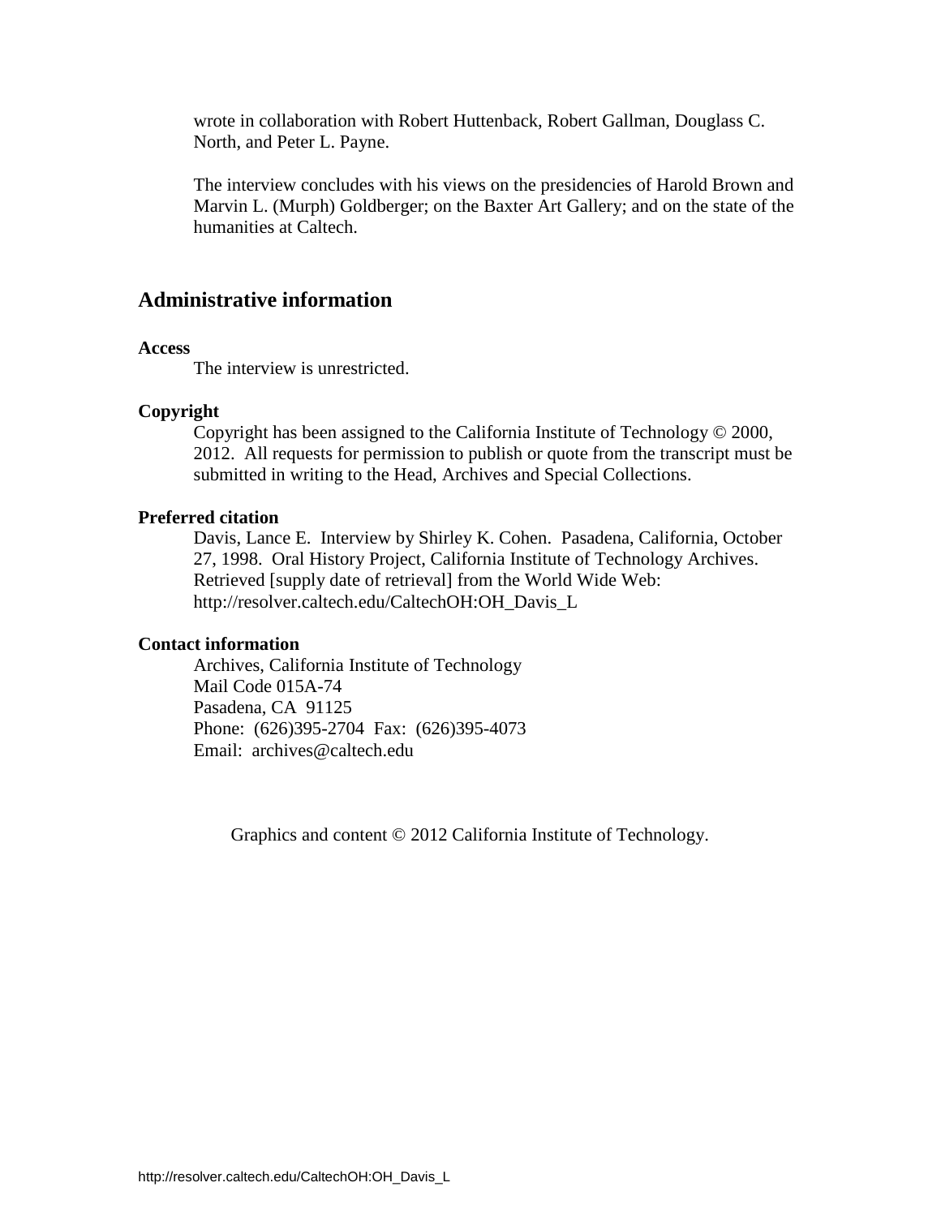wrote in collaboration with Robert Huttenback, Robert Gallman, Douglass C. North, and Peter L. Payne.

The interview concludes with his views on the presidencies of Harold Brown and Marvin L. (Murph) Goldberger; on the Baxter Art Gallery; and on the state of the humanities at Caltech.

## Administrative information

**Access**

The interview is unrestricted.

**Copyright**

Copyright has been assigned to the California Institute of Technology © 2000, 2012. All requests for permission to publish or quote from the transcript must be submitted in writing to the Head, Archives and Special Collections.

**Preferred citation**

Davis, Lance E. Interview by Shirley K. Cohen. Pasadena, California, October 27, 1998. Oral History Project, California Institute of Technology Archives. Retrieved [supply date of retrieval] from the World Wide Web: http://resolver.caltech.edu/CaltechOH:OH_Davis_L

**Contact information**

Archives, California Institute of Technology
Mail Code 015A-74
Pasadena, CA 91125
Phone: (626)395-2704 Fax: (626)395-4073
Email: archives@caltech.edu

Graphics and content © 2012 California Institute of Technology.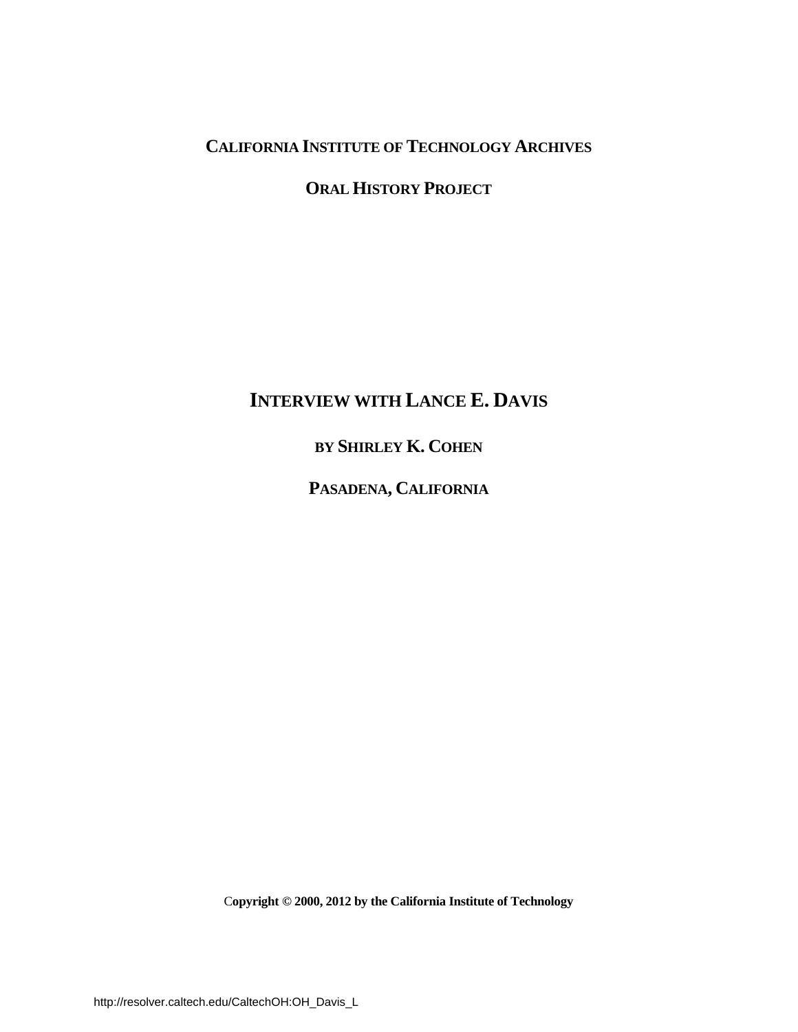**CALIFORNIA INSTITUTE OF TECHNOLOGY ARCHIVES**

**ORAL HISTORY PROJECT**

# INTERVIEW WITH LANCE E. DAVIS

**BY SHIRLEY K. COHEN**

**PASADENA, CALIFORNIA**

**Copyright © 2000, 2012 by the California Institute of Technology**

http://resolver.caltech.edu/CaltechOH:OH_Davis_L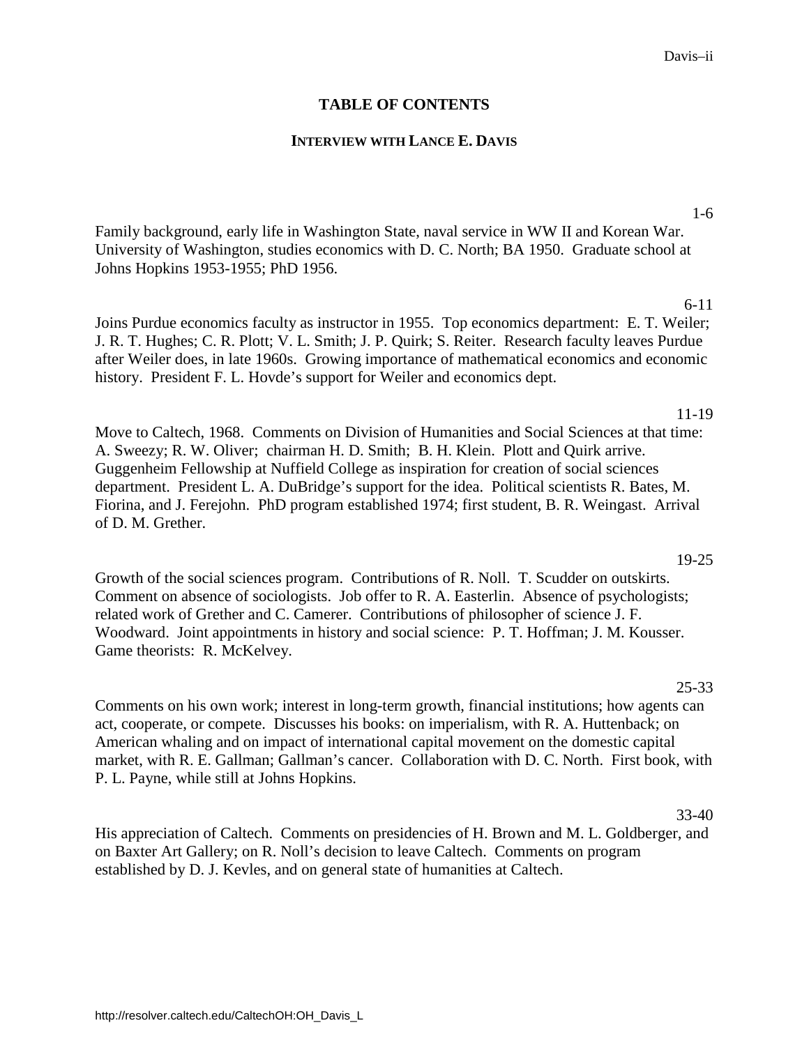# TABLE OF CONTENTS

## INTERVIEW WITH LANCE E. DAVIS

1-6

Family background, early life in Washington State, naval service in WW II and Korean War. University of Washington, studies economics with D. C. North; BA 1950. Graduate school at Johns Hopkins 1953-1955; PhD 1956.

6-11

Joins Purdue economics faculty as instructor in 1955. Top economics department: E. T. Weiler; J. R. T. Hughes; C. R. Plott; V. L. Smith; J. P. Quirk; S. Reiter. Research faculty leaves Purdue after Weiler does, in late 1960s. Growing importance of mathematical economics and economic history. President F. L. Hovde's support for Weiler and economics dept.

11-19

Move to Caltech, 1968. Comments on Division of Humanities and Social Sciences at that time: A. Sweezy; R. W. Oliver; chairman H. D. Smith; B. H. Klein. Plott and Quirk arrive. Guggenheim Fellowship at Nuffield College as inspiration for creation of social sciences department. President L. A. DuBridge's support for the idea. Political scientists R. Bates, M. Fiorina, and J. Ferejohn. PhD program established 1974; first student, B. R. Weingast. Arrival of D. M. Grether.

19-25

Growth of the social sciences program. Contributions of R. Noll. T. Scudder on outskirts. Comment on absence of sociologists. Job offer to R. A. Easterlin. Absence of psychologists; related work of Grether and C. Camerer. Contributions of philosopher of science J. F. Woodward. Joint appointments in history and social science: P. T. Hoffman; J. M. Kousser. Game theorists: R. McKelvey.

25-33

Comments on his own work; interest in long-term growth, financial institutions; how agents can act, cooperate, or compete. Discusses his books: on imperialism, with R. A. Huttenback; on American whaling and on impact of international capital movement on the domestic capital market, with R. E. Gallman; Gallman's cancer. Collaboration with D. C. North. First book, with P. L. Payne, while still at Johns Hopkins.

33-40

His appreciation of Caltech. Comments on presidencies of H. Brown and M. L. Goldberger, and on Baxter Art Gallery; on R. Noll's decision to leave Caltech. Comments on program established by D. J. Kevles, and on general state of humanities at Caltech.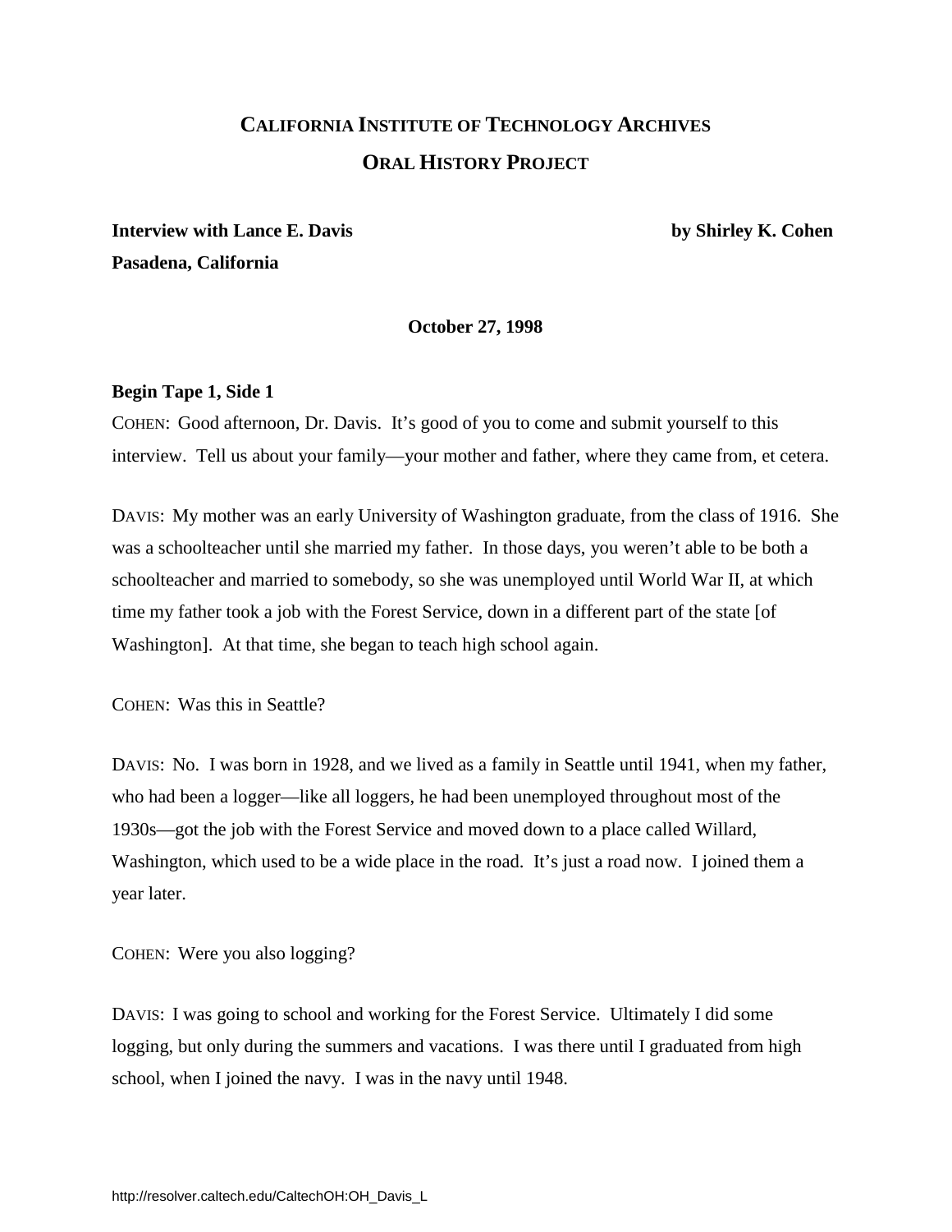# CALIFORNIA INSTITUTE OF TECHNOLOGY ARCHIVES

## ORAL HISTORY PROJECT

**Interview with Lance E. Davis** **by Shirley K. Cohen**

**Pasadena, California**

**October 27, 1998**

**Begin Tape 1, Side 1**

COHEN: Good afternoon, Dr. Davis. It's good of you to come and submit yourself to this interview. Tell us about your family—your mother and father, where they came from, et cetera.

DAVIS: My mother was an early University of Washington graduate, from the class of 1916. She was a schoolteacher until she married my father. In those days, you weren't able to be both a schoolteacher and married to somebody, so she was unemployed until World War II, at which time my father took a job with the Forest Service, down in a different part of the state [of Washington]. At that time, she began to teach high school again.

COHEN: Was this in Seattle?

DAVIS: No. I was born in 1928, and we lived as a family in Seattle until 1941, when my father, who had been a logger—like all loggers, he had been unemployed throughout most of the 1930s—got the job with the Forest Service and moved down to a place called Willard, Washington, which used to be a wide place in the road. It's just a road now. I joined them a year later.

COHEN: Were you also logging?

DAVIS: I was going to school and working for the Forest Service. Ultimately I did some logging, but only during the summers and vacations. I was there until I graduated from high school, when I joined the navy. I was in the navy until 1948.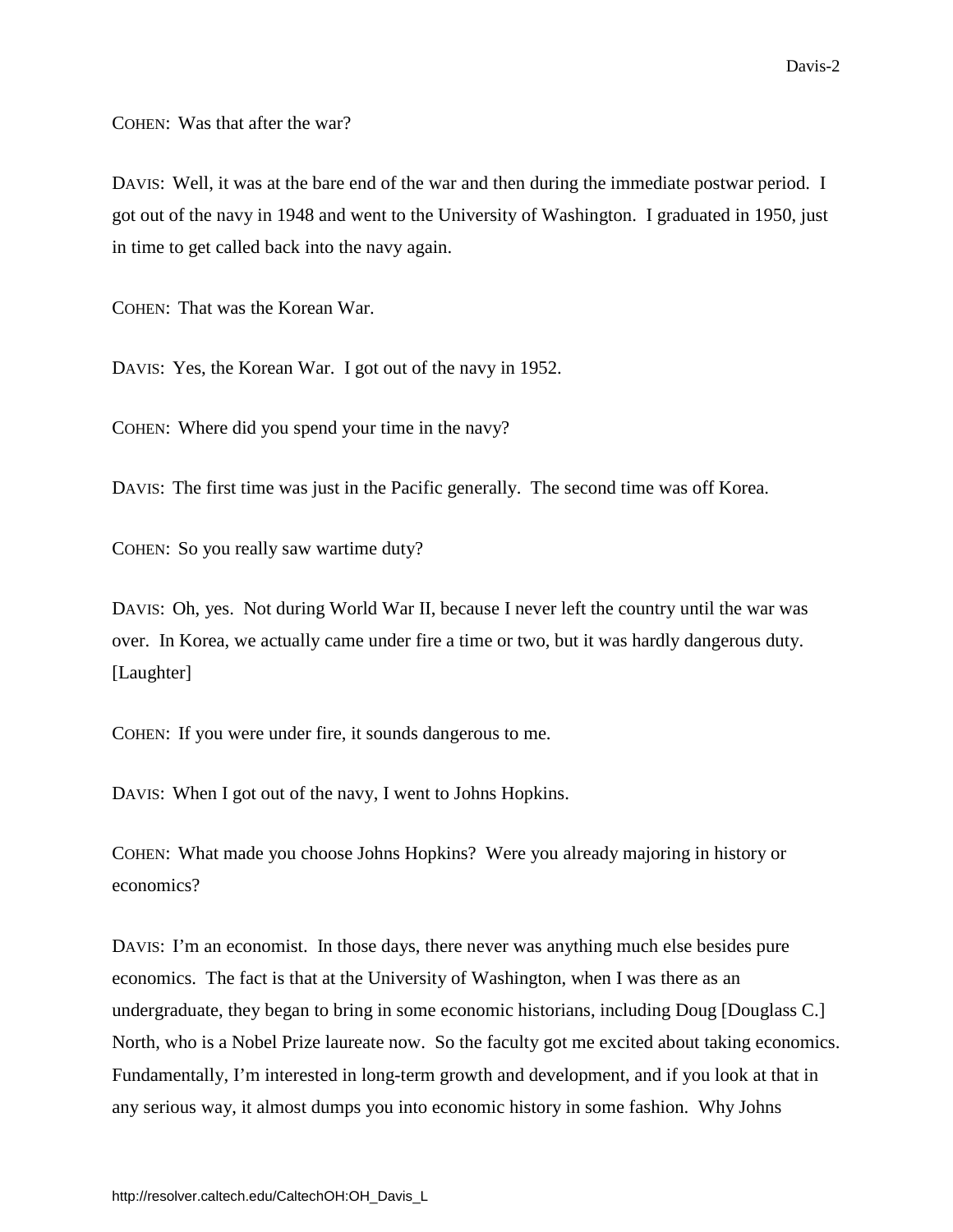COHEN: Was that after the war?

DAVIS: Well, it was at the bare end of the war and then during the immediate postwar period. I got out of the navy in 1948 and went to the University of Washington. I graduated in 1950, just in time to get called back into the navy again.

COHEN: That was the Korean War.

DAVIS: Yes, the Korean War. I got out of the navy in 1952.

COHEN: Where did you spend your time in the navy?

DAVIS: The first time was just in the Pacific generally. The second time was off Korea.

COHEN: So you really saw wartime duty?

DAVIS: Oh, yes. Not during World War II, because I never left the country until the war was over. In Korea, we actually came under fire a time or two, but it was hardly dangerous duty. [Laughter]

COHEN: If you were under fire, it sounds dangerous to me.

DAVIS: When I got out of the navy, I went to Johns Hopkins.

COHEN: What made you choose Johns Hopkins? Were you already majoring in history or economics?

DAVIS: I'm an economist. In those days, there never was anything much else besides pure economics. The fact is that at the University of Washington, when I was there as an undergraduate, they began to bring in some economic historians, including Doug [Douglass C.] North, who is a Nobel Prize laureate now. So the faculty got me excited about taking economics. Fundamentally, I'm interested in long-term growth and development, and if you look at that in any serious way, it almost dumps you into economic history in some fashion. Why Johns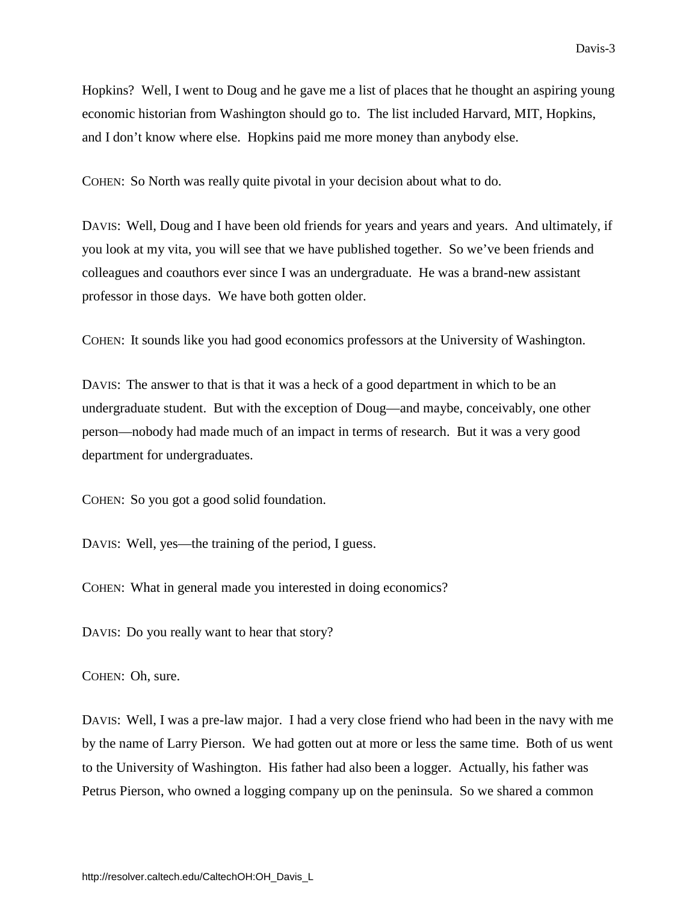Hopkins? Well, I went to Doug and he gave me a list of places that he thought an aspiring young economic historian from Washington should go to. The list included Harvard, MIT, Hopkins, and I don't know where else. Hopkins paid me more money than anybody else.

COHEN: So North was really quite pivotal in your decision about what to do.

DAVIS: Well, Doug and I have been old friends for years and years and years. And ultimately, if you look at my vita, you will see that we have published together. So we've been friends and colleagues and coauthors ever since I was an undergraduate. He was a brand-new assistant professor in those days. We have both gotten older.

COHEN: It sounds like you had good economics professors at the University of Washington.

DAVIS: The answer to that is that it was a heck of a good department in which to be an undergraduate student. But with the exception of Doug—and maybe, conceivably, one other person—nobody had made much of an impact in terms of research. But it was a very good department for undergraduates.

COHEN: So you got a good solid foundation.

DAVIS: Well, yes—the training of the period, I guess.

COHEN: What in general made you interested in doing economics?

DAVIS: Do you really want to hear that story?

COHEN: Oh, sure.

DAVIS: Well, I was a pre-law major. I had a very close friend who had been in the navy with me by the name of Larry Pierson. We had gotten out at more or less the same time. Both of us went to the University of Washington. His father had also been a logger. Actually, his father was Petrus Pierson, who owned a logging company up on the peninsula. So we shared a common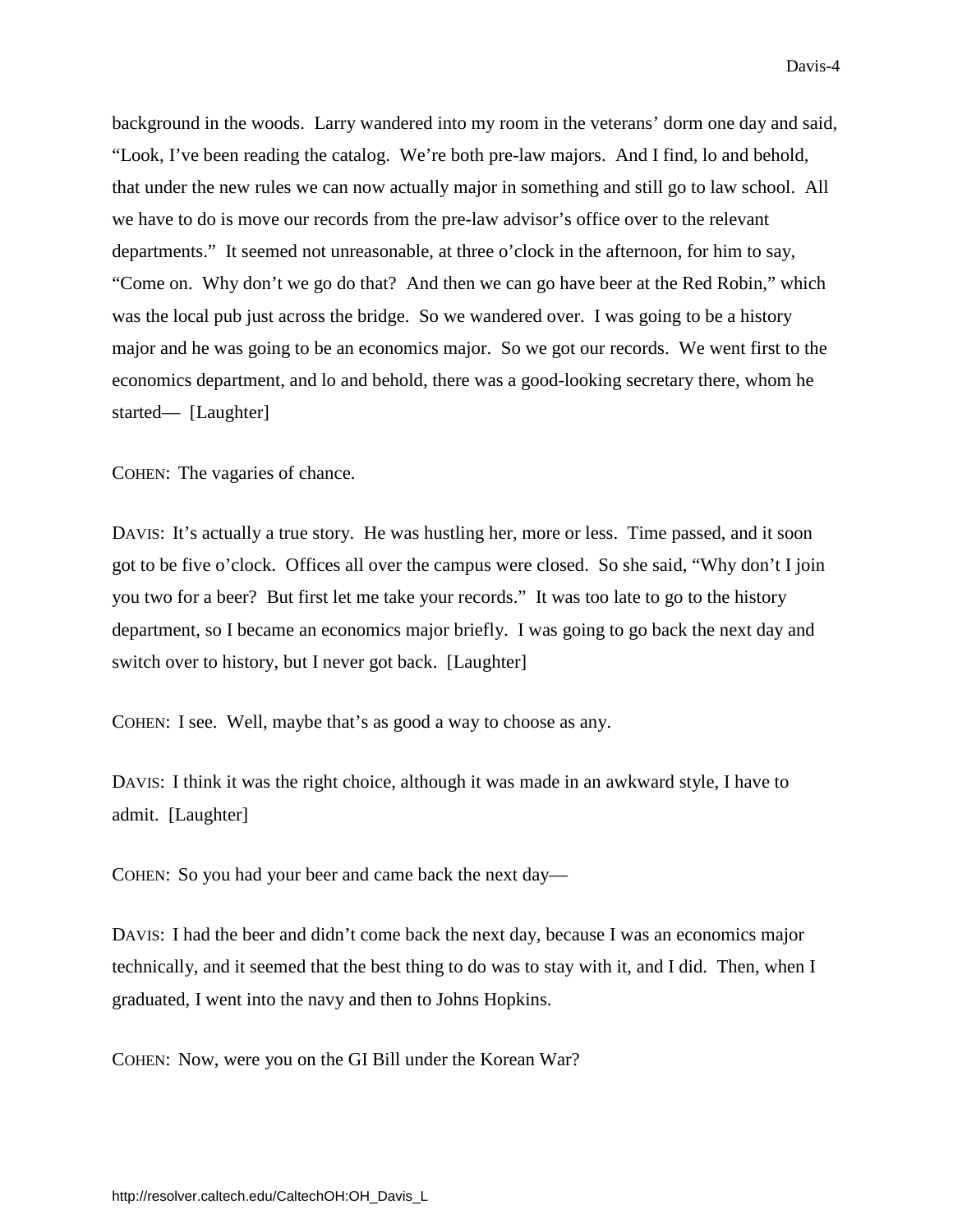background in the woods. Larry wandered into my room in the veterans' dorm one day and said, "Look, I've been reading the catalog. We're both pre-law majors. And I find, lo and behold, that under the new rules we can now actually major in something and still go to law school. All we have to do is move our records from the pre-law advisor's office over to the relevant departments." It seemed not unreasonable, at three o'clock in the afternoon, for him to say, "Come on. Why don't we go do that? And then we can go have beer at the Red Robin," which was the local pub just across the bridge. So we wandered over. I was going to be a history major and he was going to be an economics major. So we got our records. We went first to the economics department, and lo and behold, there was a good-looking secretary there, whom he started— [Laughter]

COHEN: The vagaries of chance.

DAVIS: It's actually a true story. He was hustling her, more or less. Time passed, and it soon got to be five o'clock. Offices all over the campus were closed. So she said, "Why don't I join you two for a beer? But first let me take your records." It was too late to go to the history department, so I became an economics major briefly. I was going to go back the next day and switch over to history, but I never got back. [Laughter]

COHEN: I see. Well, maybe that's as good a way to choose as any.

DAVIS: I think it was the right choice, although it was made in an awkward style, I have to admit. [Laughter]

COHEN: So you had your beer and came back the next day—

DAVIS: I had the beer and didn't come back the next day, because I was an economics major technically, and it seemed that the best thing to do was to stay with it, and I did. Then, when I graduated, I went into the navy and then to Johns Hopkins.

COHEN: Now, were you on the GI Bill under the Korean War?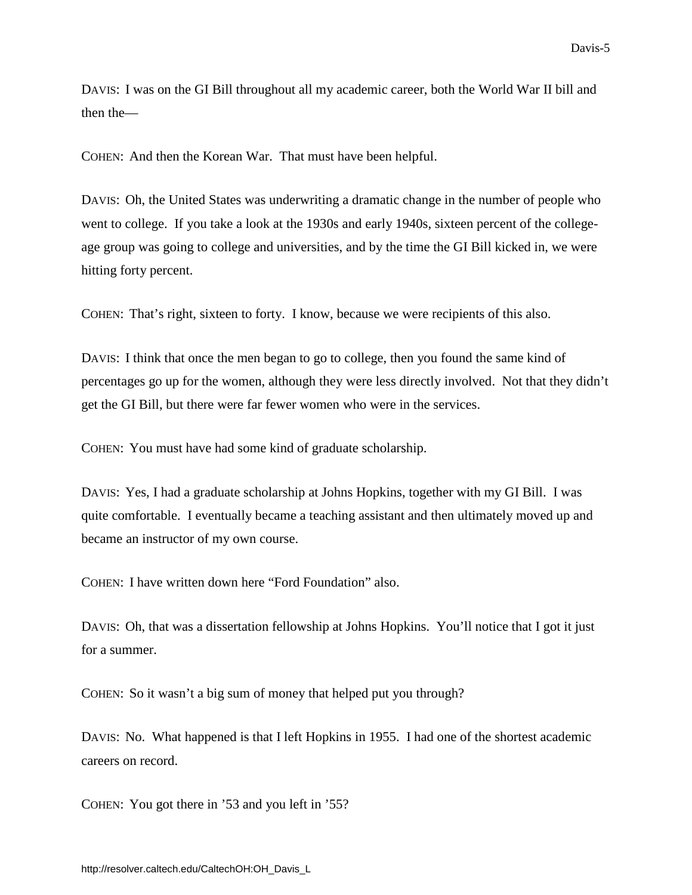DAVIS: I was on the GI Bill throughout all my academic career, both the World War II bill and then the—

COHEN: And then the Korean War. That must have been helpful.

DAVIS: Oh, the United States was underwriting a dramatic change in the number of people who went to college. If you take a look at the 1930s and early 1940s, sixteen percent of the college-age group was going to college and universities, and by the time the GI Bill kicked in, we were hitting forty percent.

COHEN: That's right, sixteen to forty. I know, because we were recipients of this also.

DAVIS: I think that once the men began to go to college, then you found the same kind of percentages go up for the women, although they were less directly involved. Not that they didn't get the GI Bill, but there were far fewer women who were in the services.

COHEN: You must have had some kind of graduate scholarship.

DAVIS: Yes, I had a graduate scholarship at Johns Hopkins, together with my GI Bill. I was quite comfortable. I eventually became a teaching assistant and then ultimately moved up and became an instructor of my own course.

COHEN: I have written down here "Ford Foundation" also.

DAVIS: Oh, that was a dissertation fellowship at Johns Hopkins. You'll notice that I got it just for a summer.

COHEN: So it wasn't a big sum of money that helped put you through?

DAVIS: No. What happened is that I left Hopkins in 1955. I had one of the shortest academic careers on record.

COHEN: You got there in '53 and you left in '55?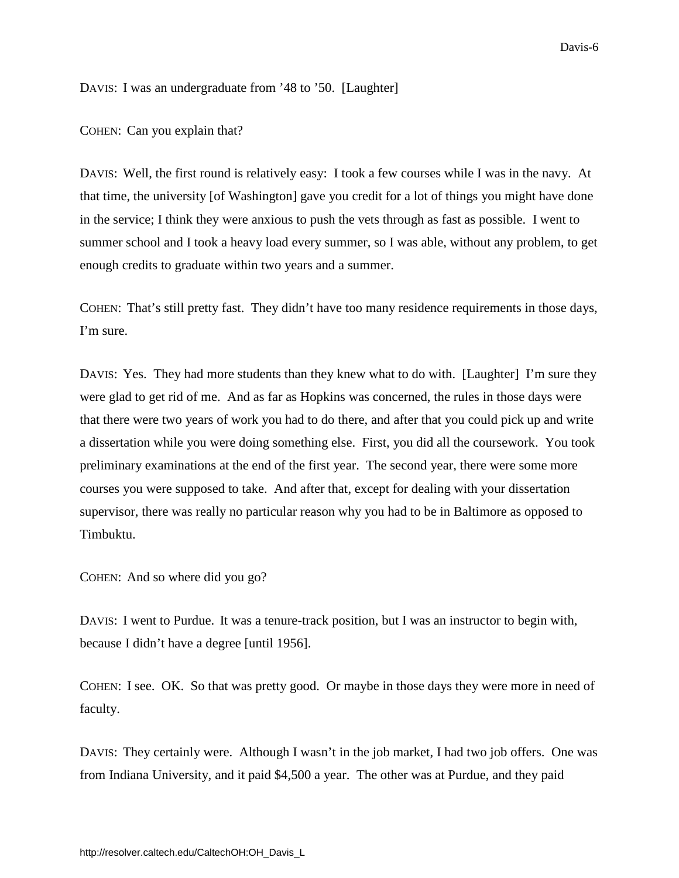DAVIS: I was an undergraduate from ’48 to ’50. [Laughter]

COHEN: Can you explain that?

DAVIS: Well, the first round is relatively easy: I took a few courses while I was in the navy. At that time, the university [of Washington] gave you credit for a lot of things you might have done in the service; I think they were anxious to push the vets through as fast as possible. I went to summer school and I took a heavy load every summer, so I was able, without any problem, to get enough credits to graduate within two years and a summer.

COHEN: That’s still pretty fast. They didn’t have too many residence requirements in those days, I’m sure.

DAVIS: Yes. They had more students than they knew what to do with. [Laughter] I’m sure they were glad to get rid of me. And as far as Hopkins was concerned, the rules in those days were that there were two years of work you had to do there, and after that you could pick up and write a dissertation while you were doing something else. First, you did all the coursework. You took preliminary examinations at the end of the first year. The second year, there were some more courses you were supposed to take. And after that, except for dealing with your dissertation supervisor, there was really no particular reason why you had to be in Baltimore as opposed to Timbuktu.

COHEN: And so where did you go?

DAVIS: I went to Purdue. It was a tenure-track position, but I was an instructor to begin with, because I didn’t have a degree [until 1956].

COHEN: I see. OK. So that was pretty good. Or maybe in those days they were more in need of faculty.

DAVIS: They certainly were. Although I wasn’t in the job market, I had two job offers. One was from Indiana University, and it paid $4,500 a year. The other was at Purdue, and they paid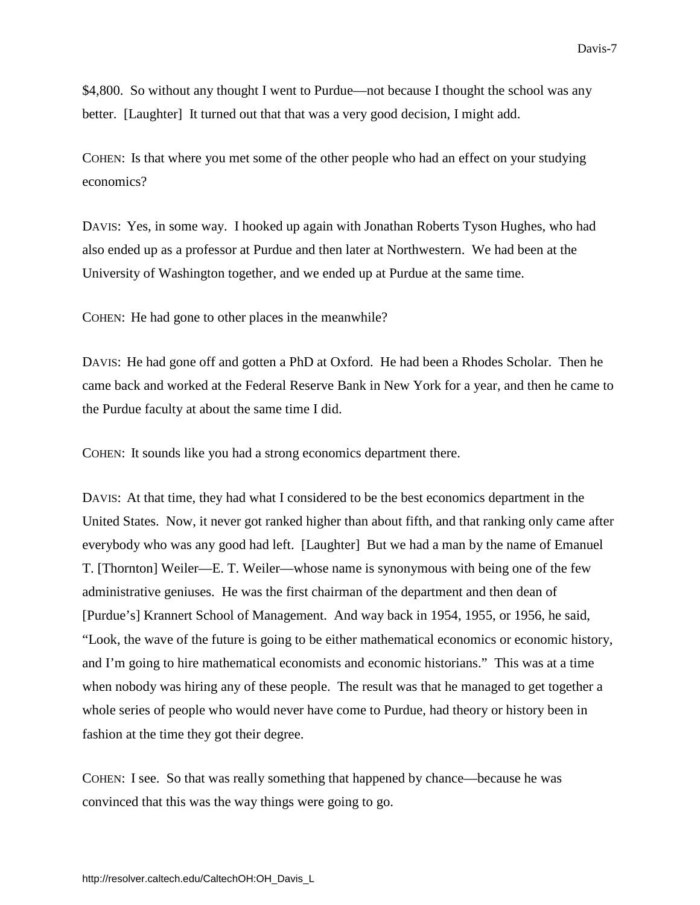$4,800. So without any thought I went to Purdue—not because I thought the school was any better. [Laughter] It turned out that that was a very good decision, I might add.

COHEN: Is that where you met some of the other people who had an effect on your studying economics?

DAVIS: Yes, in some way. I hooked up again with Jonathan Roberts Tyson Hughes, who had also ended up as a professor at Purdue and then later at Northwestern. We had been at the University of Washington together, and we ended up at Purdue at the same time.

COHEN: He had gone to other places in the meanwhile?

DAVIS: He had gone off and gotten a PhD at Oxford. He had been a Rhodes Scholar. Then he came back and worked at the Federal Reserve Bank in New York for a year, and then he came to the Purdue faculty at about the same time I did.

COHEN: It sounds like you had a strong economics department there.

DAVIS: At that time, they had what I considered to be the best economics department in the United States. Now, it never got ranked higher than about fifth, and that ranking only came after everybody who was any good had left. [Laughter] But we had a man by the name of Emanuel T. [Thornton] Weiler—E. T. Weiler—whose name is synonymous with being one of the few administrative geniuses. He was the first chairman of the department and then dean of [Purdue's] Krannert School of Management. And way back in 1954, 1955, or 1956, he said, "Look, the wave of the future is going to be either mathematical economics or economic history, and I'm going to hire mathematical economists and economic historians." This was at a time when nobody was hiring any of these people. The result was that he managed to get together a whole series of people who would never have come to Purdue, had theory or history been in fashion at the time they got their degree.

COHEN: I see. So that was really something that happened by chance—because he was convinced that this was the way things were going to go.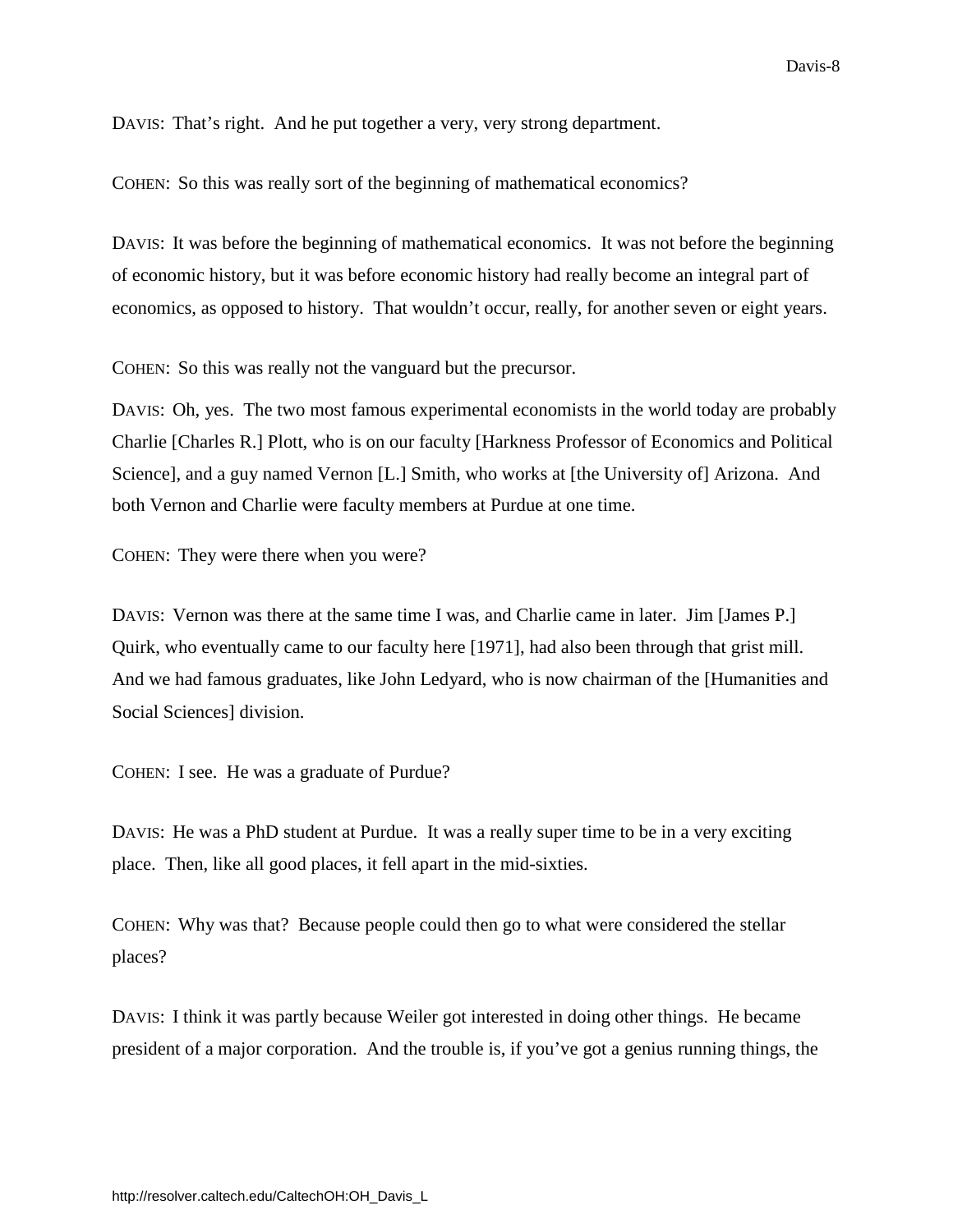DAVIS: That's right. And he put together a very, very strong department.

COHEN: So this was really sort of the beginning of mathematical economics?

DAVIS: It was before the beginning of mathematical economics. It was not before the beginning of economic history, but it was before economic history had really become an integral part of economics, as opposed to history. That wouldn't occur, really, for another seven or eight years.

COHEN: So this was really not the vanguard but the precursor.

DAVIS: Oh, yes. The two most famous experimental economists in the world today are probably Charlie [Charles R.] Plott, who is on our faculty [Harkness Professor of Economics and Political Science], and a guy named Vernon [L.] Smith, who works at [the University of] Arizona. And both Vernon and Charlie were faculty members at Purdue at one time.

COHEN: They were there when you were?

DAVIS: Vernon was there at the same time I was, and Charlie came in later. Jim [James P.] Quirk, who eventually came to our faculty here [1971], had also been through that grist mill. And we had famous graduates, like John Ledyard, who is now chairman of the [Humanities and Social Sciences] division.

COHEN: I see. He was a graduate of Purdue?

DAVIS: He was a PhD student at Purdue. It was a really super time to be in a very exciting place. Then, like all good places, it fell apart in the mid-sixties.

COHEN: Why was that? Because people could then go to what were considered the stellar places?

DAVIS: I think it was partly because Weiler got interested in doing other things. He became president of a major corporation. And the trouble is, if you've got a genius running things, the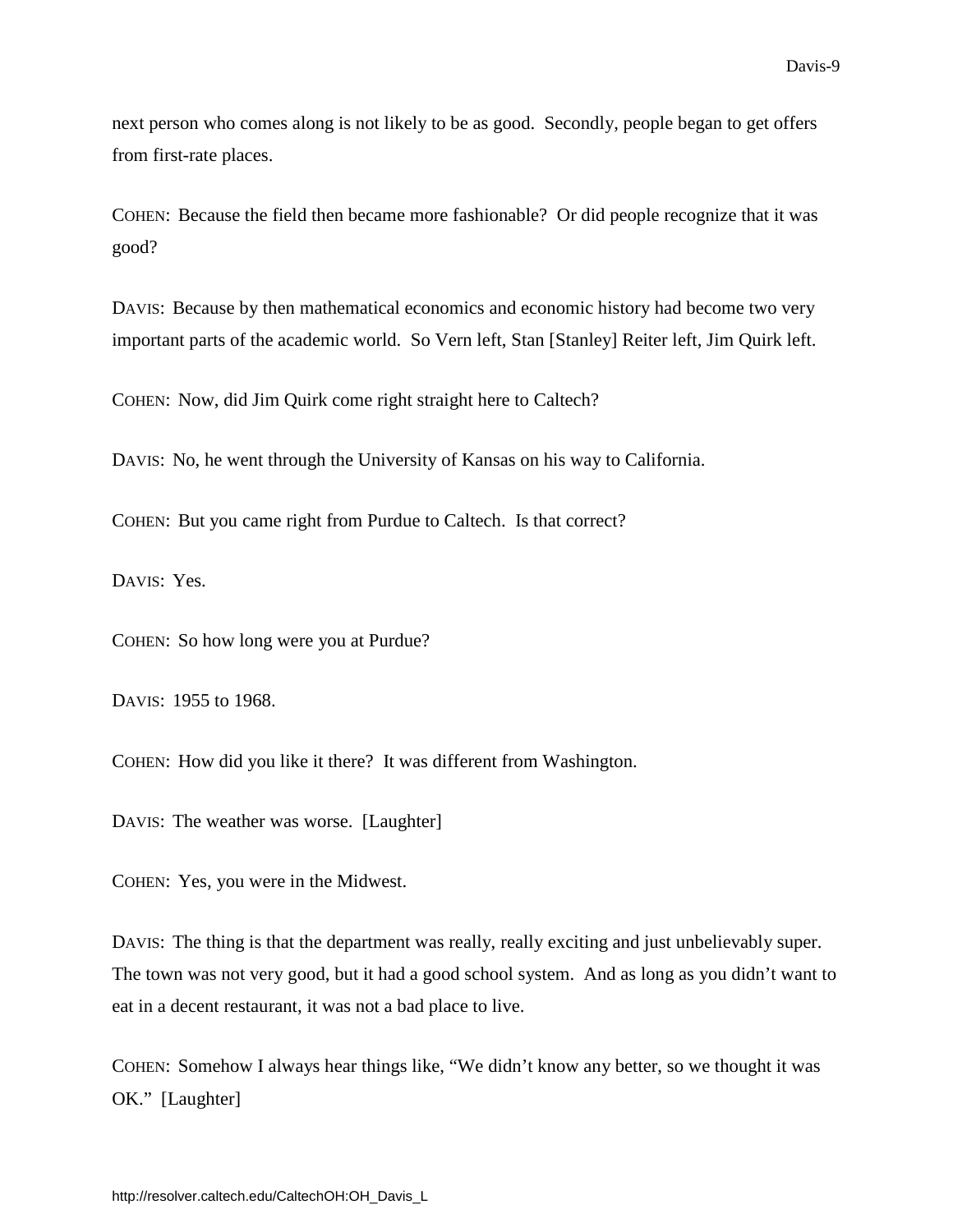next person who comes along is not likely to be as good. Secondly, people began to get offers from first-rate places.

COHEN: Because the field then became more fashionable? Or did people recognize that it was good?

DAVIS: Because by then mathematical economics and economic history had become two very important parts of the academic world. So Vern left, Stan [Stanley] Reiter left, Jim Quirk left.

COHEN: Now, did Jim Quirk come right straight here to Caltech?

DAVIS: No, he went through the University of Kansas on his way to California.

COHEN: But you came right from Purdue to Caltech. Is that correct?

DAVIS: Yes.

COHEN: So how long were you at Purdue?

DAVIS: 1955 to 1968.

COHEN: How did you like it there? It was different from Washington.

DAVIS: The weather was worse. [Laughter]

COHEN: Yes, you were in the Midwest.

DAVIS: The thing is that the department was really, really exciting and just unbelievably super. The town was not very good, but it had a good school system. And as long as you didn't want to eat in a decent restaurant, it was not a bad place to live.

COHEN: Somehow I always hear things like, "We didn't know any better, so we thought it was OK." [Laughter]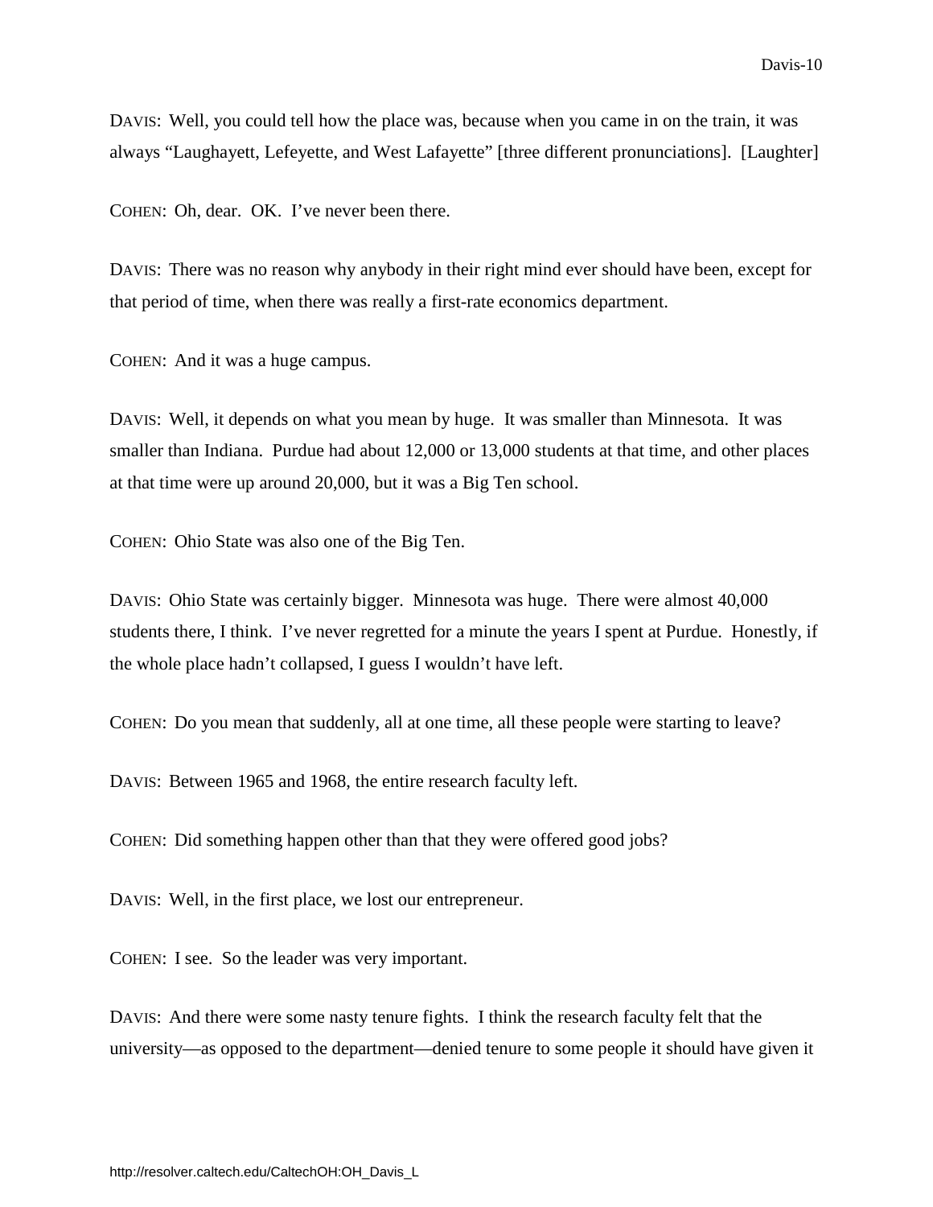DAVIS: Well, you could tell how the place was, because when you came in on the train, it was always “Laughayett, Lefeyette, and West Lafayette” [three different pronunciations]. [Laughter]

COHEN: Oh, dear. OK. I’ve never been there.

DAVIS: There was no reason why anybody in their right mind ever should have been, except for that period of time, when there was really a first-rate economics department.

COHEN: And it was a huge campus.

DAVIS: Well, it depends on what you mean by huge. It was smaller than Minnesota. It was smaller than Indiana. Purdue had about 12,000 or 13,000 students at that time, and other places at that time were up around 20,000, but it was a Big Ten school.

COHEN: Ohio State was also one of the Big Ten.

DAVIS: Ohio State was certainly bigger. Minnesota was huge. There were almost 40,000 students there, I think. I’ve never regretted for a minute the years I spent at Purdue. Honestly, if the whole place hadn’t collapsed, I guess I wouldn’t have left.

COHEN: Do you mean that suddenly, all at one time, all these people were starting to leave?

DAVIS: Between 1965 and 1968, the entire research faculty left.

COHEN: Did something happen other than that they were offered good jobs?

DAVIS: Well, in the first place, we lost our entrepreneur.

COHEN: I see. So the leader was very important.

DAVIS: And there were some nasty tenure fights. I think the research faculty felt that the university—as opposed to the department—denied tenure to some people it should have given it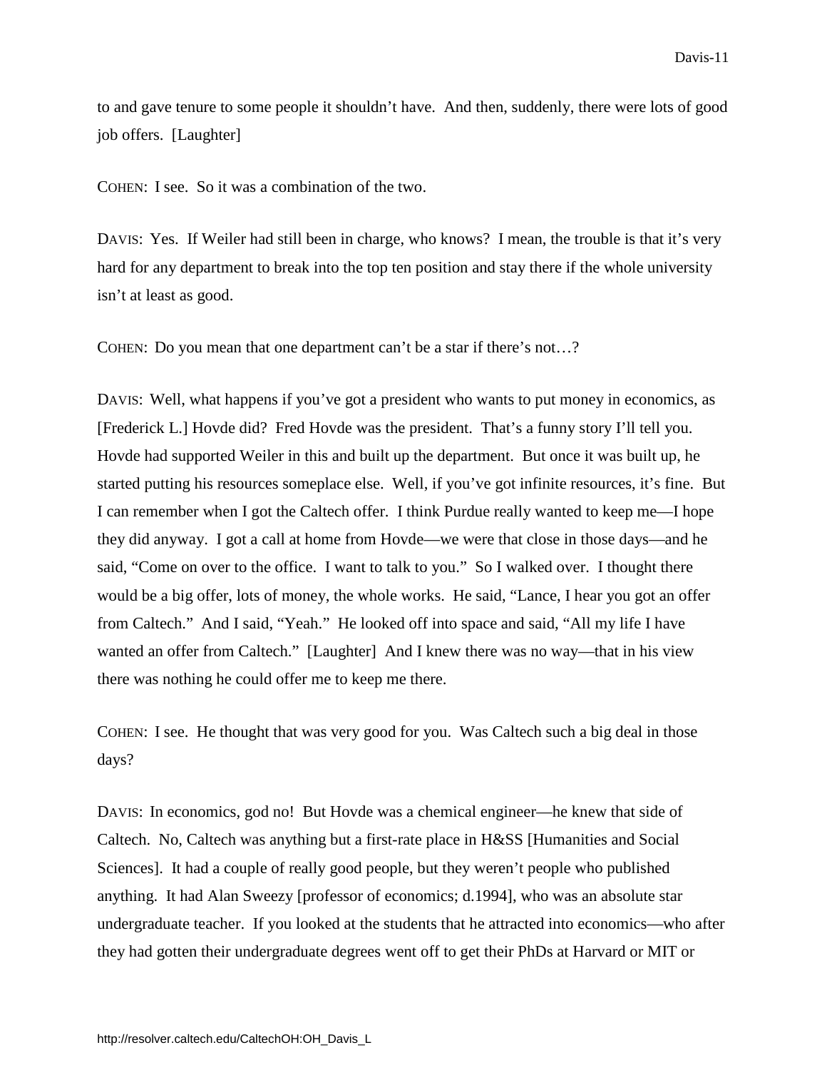to and gave tenure to some people it shouldn't have. And then, suddenly, there were lots of good job offers. [Laughter]

COHEN: I see. So it was a combination of the two.

DAVIS: Yes. If Weiler had still been in charge, who knows? I mean, the trouble is that it's very hard for any department to break into the top ten position and stay there if the whole university isn't at least as good.

COHEN: Do you mean that one department can't be a star if there's not…?

DAVIS: Well, what happens if you've got a president who wants to put money in economics, as [Frederick L.] Hovde did? Fred Hovde was the president. That's a funny story I'll tell you. Hovde had supported Weiler in this and built up the department. But once it was built up, he started putting his resources someplace else. Well, if you've got infinite resources, it's fine. But I can remember when I got the Caltech offer. I think Purdue really wanted to keep me—I hope they did anyway. I got a call at home from Hovde—we were that close in those days—and he said, "Come on over to the office. I want to talk to you." So I walked over. I thought there would be a big offer, lots of money, the whole works. He said, "Lance, I hear you got an offer from Caltech." And I said, "Yeah." He looked off into space and said, "All my life I have wanted an offer from Caltech." [Laughter] And I knew there was no way—that in his view there was nothing he could offer me to keep me there.

COHEN: I see. He thought that was very good for you. Was Caltech such a big deal in those days?

DAVIS: In economics, god no! But Hovde was a chemical engineer—he knew that side of Caltech. No, Caltech was anything but a first-rate place in H&SS [Humanities and Social Sciences]. It had a couple of really good people, but they weren't people who published anything. It had Alan Sweezy [professor of economics; d.1994], who was an absolute star undergraduate teacher. If you looked at the students that he attracted into economics—who after they had gotten their undergraduate degrees went off to get their PhDs at Harvard or MIT or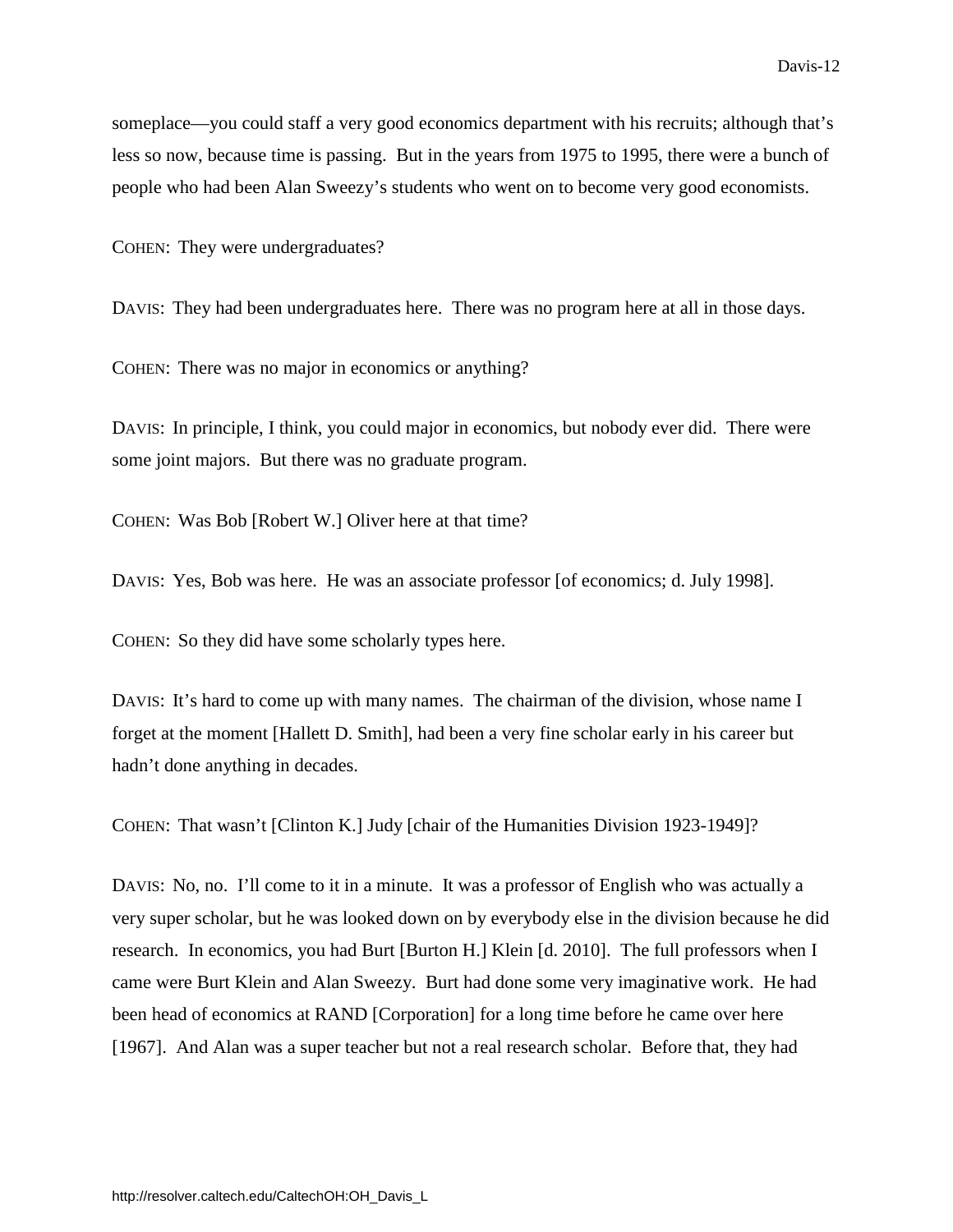someplace—you could staff a very good economics department with his recruits; although that's less so now, because time is passing. But in the years from 1975 to 1995, there were a bunch of people who had been Alan Sweezy's students who went on to become very good economists.

COHEN: They were undergraduates?

DAVIS: They had been undergraduates here. There was no program here at all in those days.

COHEN: There was no major in economics or anything?

DAVIS: In principle, I think, you could major in economics, but nobody ever did. There were some joint majors. But there was no graduate program.

COHEN: Was Bob [Robert W.] Oliver here at that time?

DAVIS: Yes, Bob was here. He was an associate professor [of economics; d. July 1998].

COHEN: So they did have some scholarly types here.

DAVIS: It's hard to come up with many names. The chairman of the division, whose name I forget at the moment [Hallett D. Smith], had been a very fine scholar early in his career but hadn't done anything in decades.

COHEN: That wasn't [Clinton K.] Judy [chair of the Humanities Division 1923-1949]?

DAVIS: No, no. I'll come to it in a minute. It was a professor of English who was actually a very super scholar, but he was looked down on by everybody else in the division because he did research. In economics, you had Burt [Burton H.] Klein [d. 2010]. The full professors when I came were Burt Klein and Alan Sweezy. Burt had done some very imaginative work. He had been head of economics at RAND [Corporation] for a long time before he came over here [1967]. And Alan was a super teacher but not a real research scholar. Before that, they had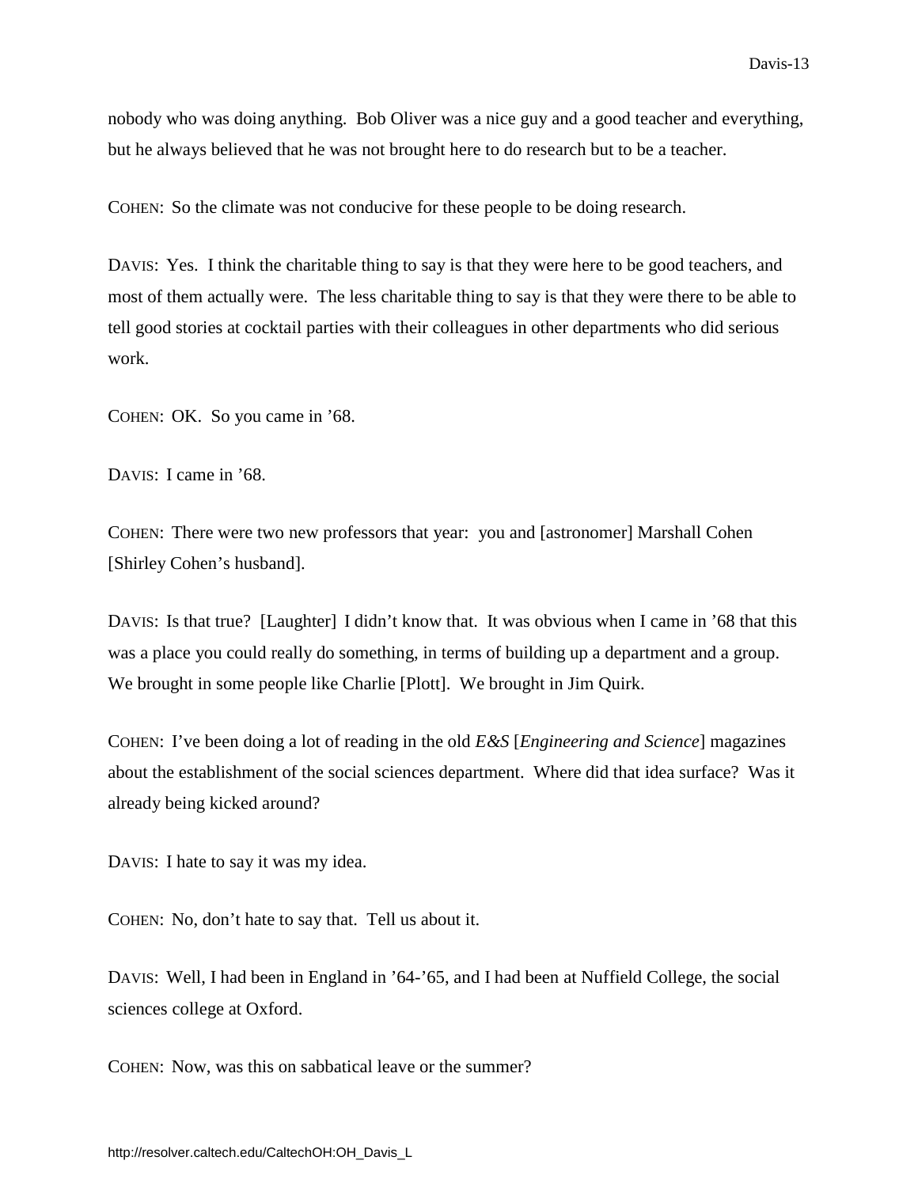nobody who was doing anything. Bob Oliver was a nice guy and a good teacher and everything, but he always believed that he was not brought here to do research but to be a teacher.

COHEN: So the climate was not conducive for these people to be doing research.

DAVIS: Yes. I think the charitable thing to say is that they were here to be good teachers, and most of them actually were. The less charitable thing to say is that they were there to be able to tell good stories at cocktail parties with their colleagues in other departments who did serious work.

COHEN: OK. So you came in '68.

DAVIS: I came in '68.

COHEN: There were two new professors that year: you and [astronomer] Marshall Cohen [Shirley Cohen's husband].

DAVIS: Is that true? [Laughter] I didn't know that. It was obvious when I came in '68 that this was a place you could really do something, in terms of building up a department and a group. We brought in some people like Charlie [Plott]. We brought in Jim Quirk.

COHEN: I've been doing a lot of reading in the old *E&S* [*Engineering and Science*] magazines about the establishment of the social sciences department. Where did that idea surface? Was it already being kicked around?

DAVIS: I hate to say it was my idea.

COHEN: No, don't hate to say that. Tell us about it.

DAVIS: Well, I had been in England in '64-'65, and I had been at Nuffield College, the social sciences college at Oxford.

COHEN: Now, was this on sabbatical leave or the summer?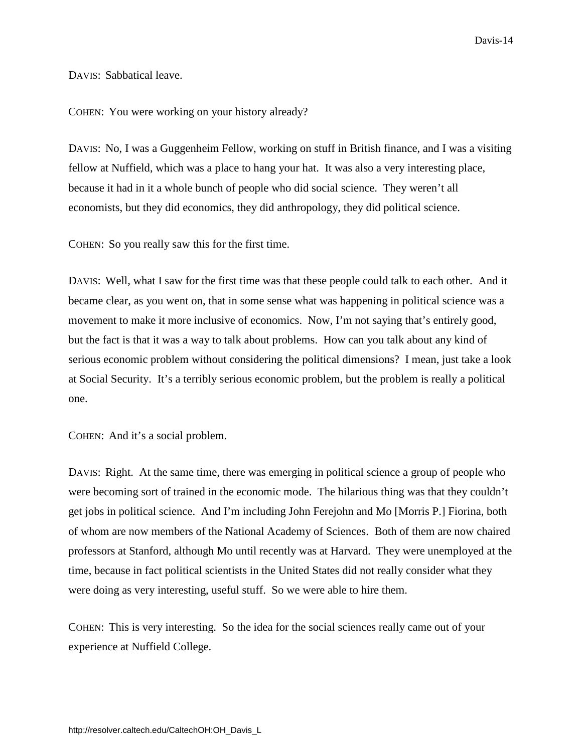DAVIS: Sabbatical leave.

COHEN: You were working on your history already?

DAVIS: No, I was a Guggenheim Fellow, working on stuff in British finance, and I was a visiting fellow at Nuffield, which was a place to hang your hat. It was also a very interesting place, because it had in it a whole bunch of people who did social science. They weren't all economists, but they did economics, they did anthropology, they did political science.

COHEN: So you really saw this for the first time.

DAVIS: Well, what I saw for the first time was that these people could talk to each other. And it became clear, as you went on, that in some sense what was happening in political science was a movement to make it more inclusive of economics. Now, I'm not saying that's entirely good, but the fact is that it was a way to talk about problems. How can you talk about any kind of serious economic problem without considering the political dimensions? I mean, just take a look at Social Security. It's a terribly serious economic problem, but the problem is really a political one.

COHEN: And it's a social problem.

DAVIS: Right. At the same time, there was emerging in political science a group of people who were becoming sort of trained in the economic mode. The hilarious thing was that they couldn't get jobs in political science. And I'm including John Ferejohn and Mo [Morris P.] Fiorina, both of whom are now members of the National Academy of Sciences. Both of them are now chaired professors at Stanford, although Mo until recently was at Harvard. They were unemployed at the time, because in fact political scientists in the United States did not really consider what they were doing as very interesting, useful stuff. So we were able to hire them.

COHEN: This is very interesting. So the idea for the social sciences really came out of your experience at Nuffield College.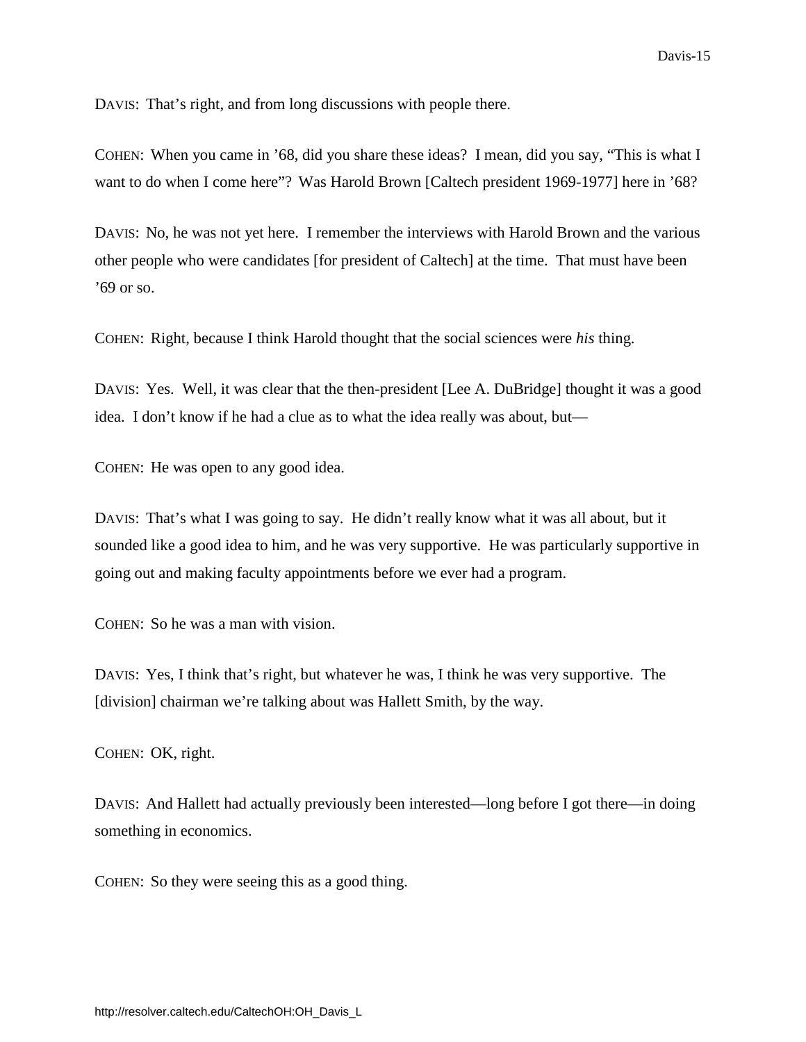DAVIS: That's right, and from long discussions with people there.

COHEN: When you came in '68, did you share these ideas? I mean, did you say, "This is what I want to do when I come here"? Was Harold Brown [Caltech president 1969-1977] here in '68?

DAVIS: No, he was not yet here. I remember the interviews with Harold Brown and the various other people who were candidates [for president of Caltech] at the time. That must have been '69 or so.

COHEN: Right, because I think Harold thought that the social sciences were *his* thing.

DAVIS: Yes. Well, it was clear that the then-president [Lee A. DuBridge] thought it was a good idea. I don't know if he had a clue as to what the idea really was about, but—

COHEN: He was open to any good idea.

DAVIS: That's what I was going to say. He didn't really know what it was all about, but it sounded like a good idea to him, and he was very supportive. He was particularly supportive in going out and making faculty appointments before we ever had a program.

COHEN: So he was a man with vision.

DAVIS: Yes, I think that's right, but whatever he was, I think he was very supportive. The [division] chairman we're talking about was Hallett Smith, by the way.

COHEN: OK, right.

DAVIS: And Hallett had actually previously been interested—long before I got there—in doing something in economics.

COHEN: So they were seeing this as a good thing.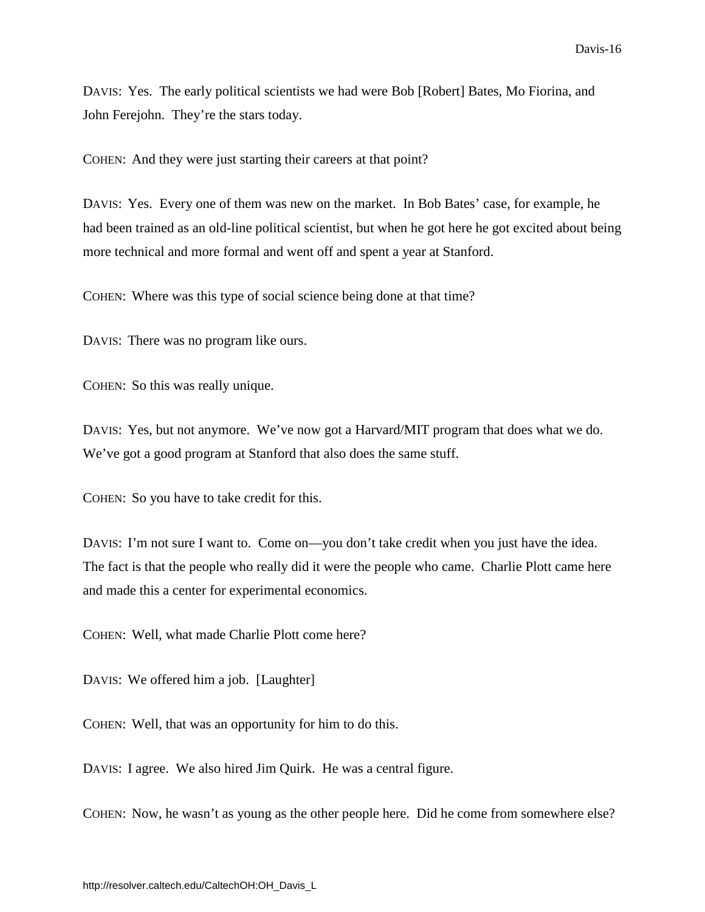DAVIS: Yes. The early political scientists we had were Bob [Robert] Bates, Mo Fiorina, and John Ferejohn. They're the stars today.

COHEN: And they were just starting their careers at that point?

DAVIS: Yes. Every one of them was new on the market. In Bob Bates' case, for example, he had been trained as an old-line political scientist, but when he got here he got excited about being more technical and more formal and went off and spent a year at Stanford.

COHEN: Where was this type of social science being done at that time?

DAVIS: There was no program like ours.

COHEN: So this was really unique.

DAVIS: Yes, but not anymore. We've now got a Harvard/MIT program that does what we do. We've got a good program at Stanford that also does the same stuff.

COHEN: So you have to take credit for this.

DAVIS: I'm not sure I want to. Come on—you don't take credit when you just have the idea. The fact is that the people who really did it were the people who came. Charlie Plott came here and made this a center for experimental economics.

COHEN: Well, what made Charlie Plott come here?

DAVIS: We offered him a job. [Laughter]

COHEN: Well, that was an opportunity for him to do this.

DAVIS: I agree. We also hired Jim Quirk. He was a central figure.

COHEN: Now, he wasn't as young as the other people here. Did he come from somewhere else?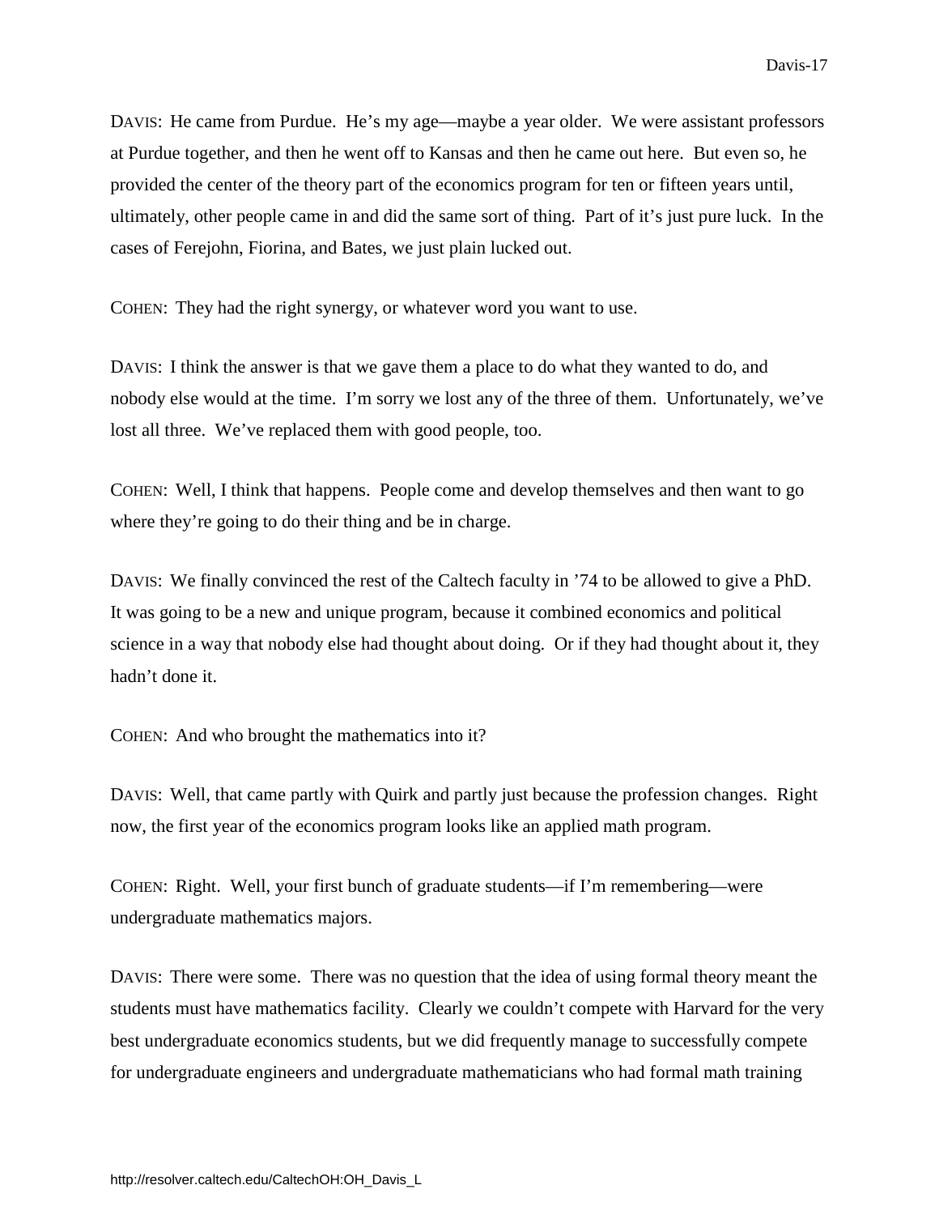DAVIS: He came from Purdue. He's my age—maybe a year older. We were assistant professors at Purdue together, and then he went off to Kansas and then he came out here. But even so, he provided the center of the theory part of the economics program for ten or fifteen years until, ultimately, other people came in and did the same sort of thing. Part of it's just pure luck. In the cases of Ferejohn, Fiorina, and Bates, we just plain lucked out.

COHEN: They had the right synergy, or whatever word you want to use.

DAVIS: I think the answer is that we gave them a place to do what they wanted to do, and nobody else would at the time. I'm sorry we lost any of the three of them. Unfortunately, we've lost all three. We've replaced them with good people, too.

COHEN: Well, I think that happens. People come and develop themselves and then want to go where they're going to do their thing and be in charge.

DAVIS: We finally convinced the rest of the Caltech faculty in '74 to be allowed to give a PhD. It was going to be a new and unique program, because it combined economics and political science in a way that nobody else had thought about doing. Or if they had thought about it, they hadn't done it.

COHEN: And who brought the mathematics into it?

DAVIS: Well, that came partly with Quirk and partly just because the profession changes. Right now, the first year of the economics program looks like an applied math program.

COHEN: Right. Well, your first bunch of graduate students—if I'm remembering—were undergraduate mathematics majors.

DAVIS: There were some. There was no question that the idea of using formal theory meant the students must have mathematics facility. Clearly we couldn't compete with Harvard for the very best undergraduate economics students, but we did frequently manage to successfully compete for undergraduate engineers and undergraduate mathematicians who had formal math training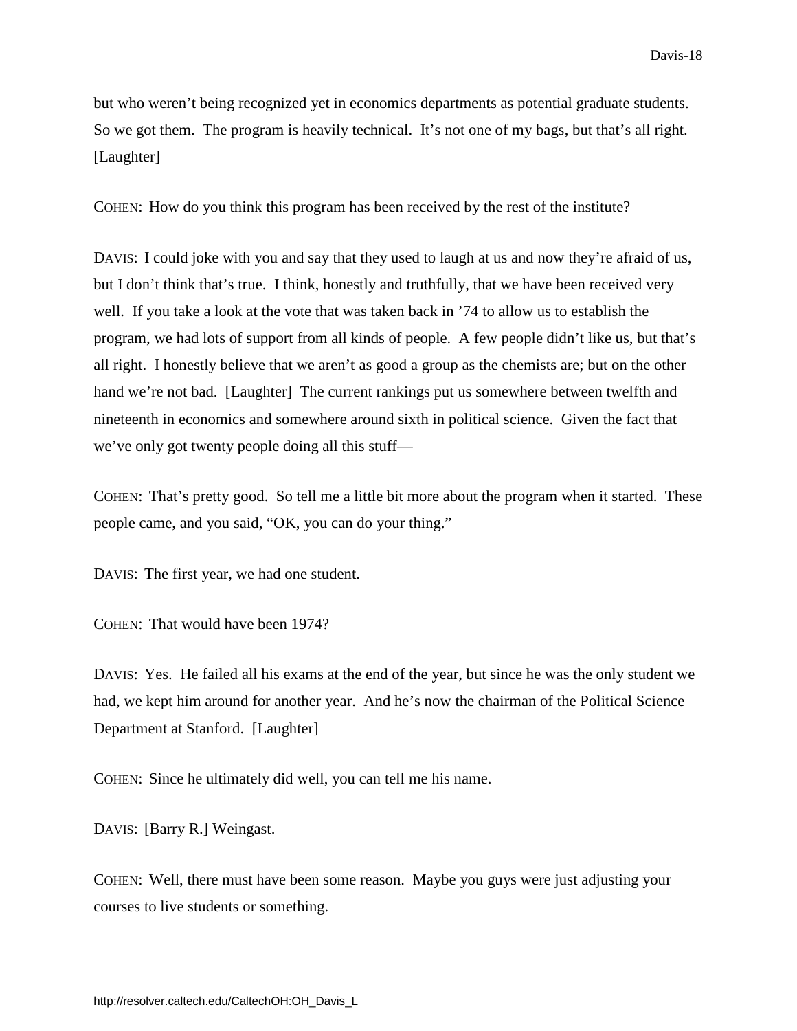but who weren't being recognized yet in economics departments as potential graduate students. So we got them. The program is heavily technical. It's not one of my bags, but that's all right. [Laughter]

COHEN: How do you think this program has been received by the rest of the institute?

DAVIS: I could joke with you and say that they used to laugh at us and now they're afraid of us, but I don't think that's true. I think, honestly and truthfully, that we have been received very well. If you take a look at the vote that was taken back in '74 to allow us to establish the program, we had lots of support from all kinds of people. A few people didn't like us, but that's all right. I honestly believe that we aren't as good a group as the chemists are; but on the other hand we're not bad. [Laughter] The current rankings put us somewhere between twelfth and nineteenth in economics and somewhere around sixth in political science. Given the fact that we've only got twenty people doing all this stuff—

COHEN: That's pretty good. So tell me a little bit more about the program when it started. These people came, and you said, "OK, you can do your thing."

DAVIS: The first year, we had one student.

COHEN: That would have been 1974?

DAVIS: Yes. He failed all his exams at the end of the year, but since he was the only student we had, we kept him around for another year. And he's now the chairman of the Political Science Department at Stanford. [Laughter]

COHEN: Since he ultimately did well, you can tell me his name.

DAVIS: [Barry R.] Weingast.

COHEN: Well, there must have been some reason. Maybe you guys were just adjusting your courses to live students or something.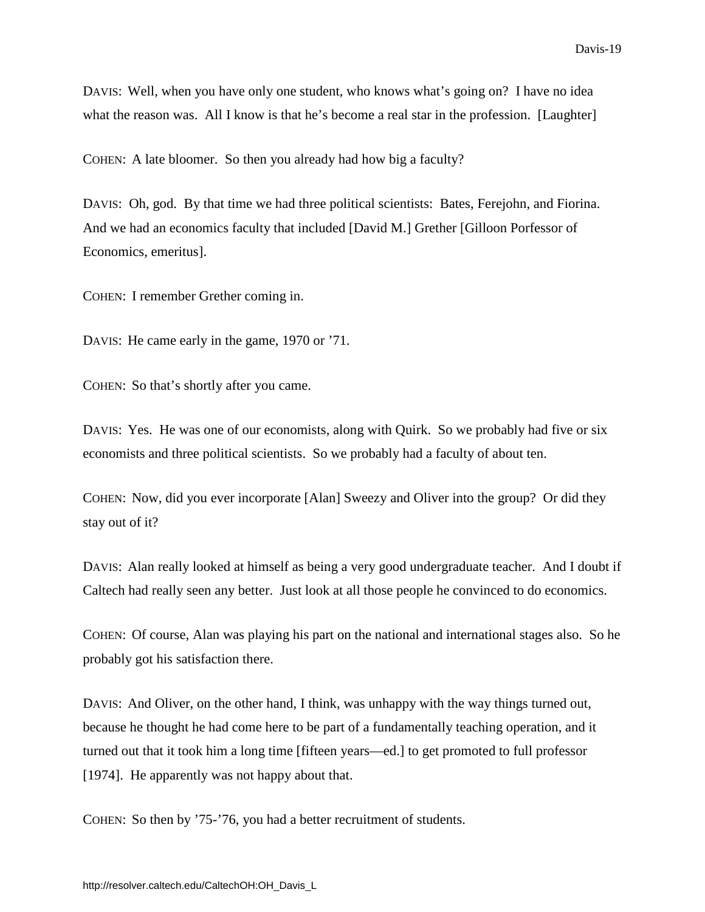DAVIS: Well, when you have only one student, who knows what's going on? I have no idea what the reason was. All I know is that he's become a real star in the profession. [Laughter]

COHEN: A late bloomer. So then you already had how big a faculty?

DAVIS: Oh, god. By that time we had three political scientists: Bates, Ferejohn, and Fiorina. And we had an economics faculty that included [David M.] Grether [Gilloon Porfessor of Economics, emeritus].

COHEN: I remember Grether coming in.

DAVIS: He came early in the game, 1970 or '71.

COHEN: So that's shortly after you came.

DAVIS: Yes. He was one of our economists, along with Quirk. So we probably had five or six economists and three political scientists. So we probably had a faculty of about ten.

COHEN: Now, did you ever incorporate [Alan] Sweezy and Oliver into the group? Or did they stay out of it?

DAVIS: Alan really looked at himself as being a very good undergraduate teacher. And I doubt if Caltech had really seen any better. Just look at all those people he convinced to do economics.

COHEN: Of course, Alan was playing his part on the national and international stages also. So he probably got his satisfaction there.

DAVIS: And Oliver, on the other hand, I think, was unhappy with the way things turned out, because he thought he had come here to be part of a fundamentally teaching operation, and it turned out that it took him a long time [fifteen years—ed.] to get promoted to full professor [1974]. He apparently was not happy about that.

COHEN: So then by '75-'76, you had a better recruitment of students.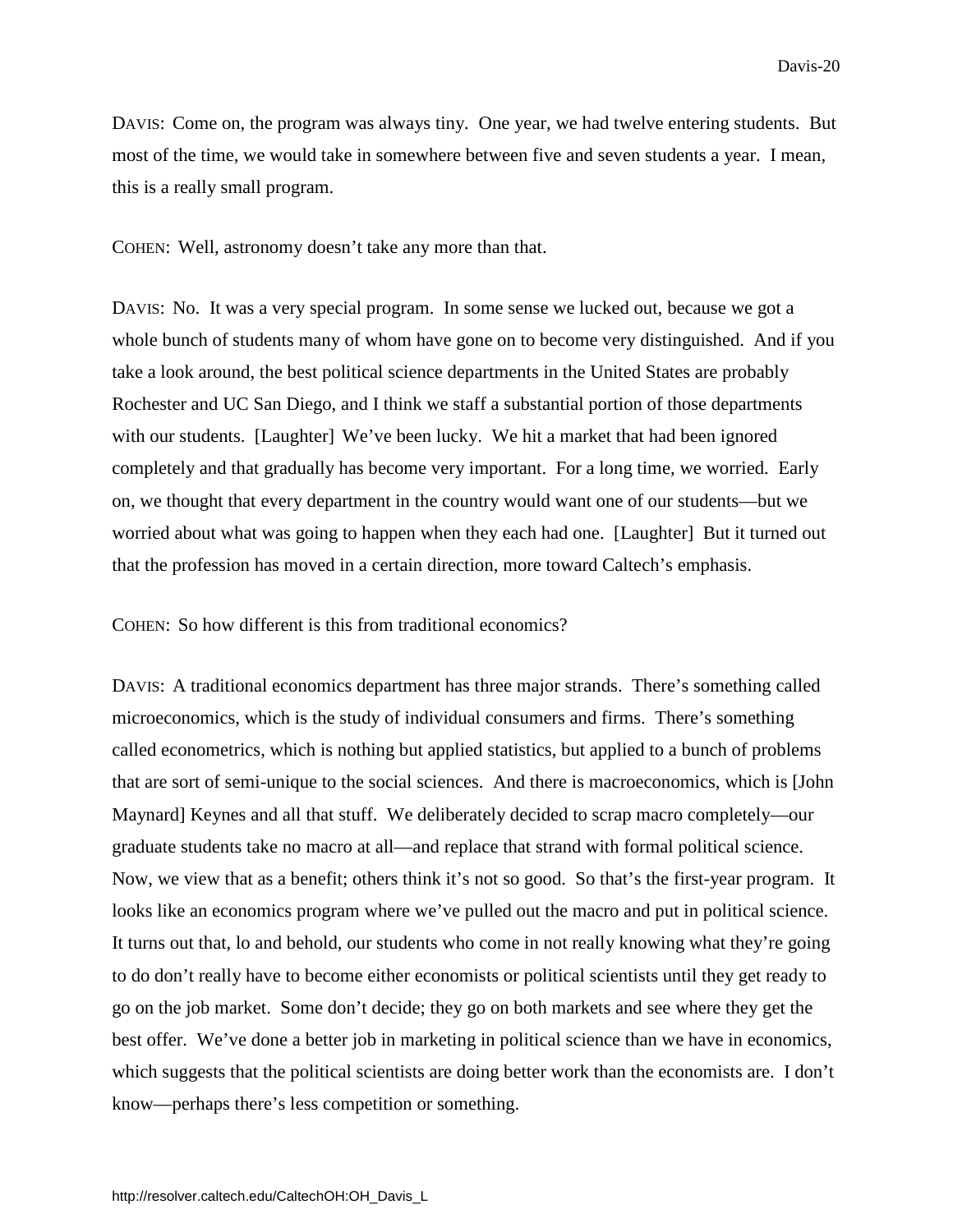DAVIS: Come on, the program was always tiny. One year, we had twelve entering students. But most of the time, we would take in somewhere between five and seven students a year. I mean, this is a really small program.

COHEN: Well, astronomy doesn't take any more than that.

DAVIS: No. It was a very special program. In some sense we lucked out, because we got a whole bunch of students many of whom have gone on to become very distinguished. And if you take a look around, the best political science departments in the United States are probably Rochester and UC San Diego, and I think we staff a substantial portion of those departments with our students. [Laughter] We've been lucky. We hit a market that had been ignored completely and that gradually has become very important. For a long time, we worried. Early on, we thought that every department in the country would want one of our students—but we worried about what was going to happen when they each had one. [Laughter] But it turned out that the profession has moved in a certain direction, more toward Caltech's emphasis.

COHEN: So how different is this from traditional economics?

DAVIS: A traditional economics department has three major strands. There's something called microeconomics, which is the study of individual consumers and firms. There's something called econometrics, which is nothing but applied statistics, but applied to a bunch of problems that are sort of semi-unique to the social sciences. And there is macroeconomics, which is [John Maynard] Keynes and all that stuff. We deliberately decided to scrap macro completely—our graduate students take no macro at all—and replace that strand with formal political science. Now, we view that as a benefit; others think it's not so good. So that's the first-year program. It looks like an economics program where we've pulled out the macro and put in political science. It turns out that, lo and behold, our students who come in not really knowing what they're going to do don't really have to become either economists or political scientists until they get ready to go on the job market. Some don't decide; they go on both markets and see where they get the best offer. We've done a better job in marketing in political science than we have in economics, which suggests that the political scientists are doing better work than the economists are. I don't know—perhaps there's less competition or something.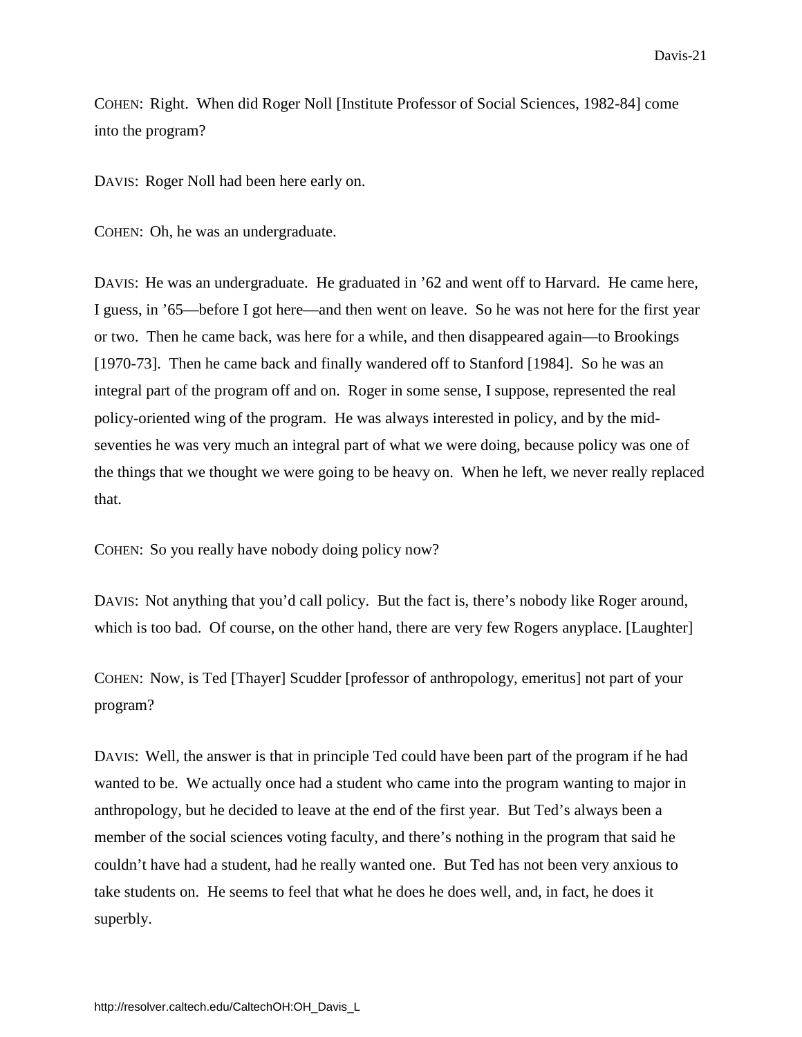COHEN: Right. When did Roger Noll [Institute Professor of Social Sciences, 1982-84] come into the program?

DAVIS: Roger Noll had been here early on.

COHEN: Oh, he was an undergraduate.

DAVIS: He was an undergraduate. He graduated in ’62 and went off to Harvard. He came here, I guess, in ’65—before I got here—and then went on leave. So he was not here for the first year or two. Then he came back, was here for a while, and then disappeared again—to Brookings [1970-73]. Then he came back and finally wandered off to Stanford [1984]. So he was an integral part of the program off and on. Roger in some sense, I suppose, represented the real policy-oriented wing of the program. He was always interested in policy, and by the mid-seventies he was very much an integral part of what we were doing, because policy was one of the things that we thought we were going to be heavy on. When he left, we never really replaced that.

COHEN: So you really have nobody doing policy now?

DAVIS: Not anything that you’d call policy. But the fact is, there’s nobody like Roger around, which is too bad. Of course, on the other hand, there are very few Rogers anyplace. [Laughter]

COHEN: Now, is Ted [Thayer] Scudder [professor of anthropology, emeritus] not part of your program?

DAVIS: Well, the answer is that in principle Ted could have been part of the program if he had wanted to be. We actually once had a student who came into the program wanting to major in anthropology, but he decided to leave at the end of the first year. But Ted’s always been a member of the social sciences voting faculty, and there’s nothing in the program that said he couldn’t have had a student, had he really wanted one. But Ted has not been very anxious to take students on. He seems to feel that what he does he does well, and, in fact, he does it superbly.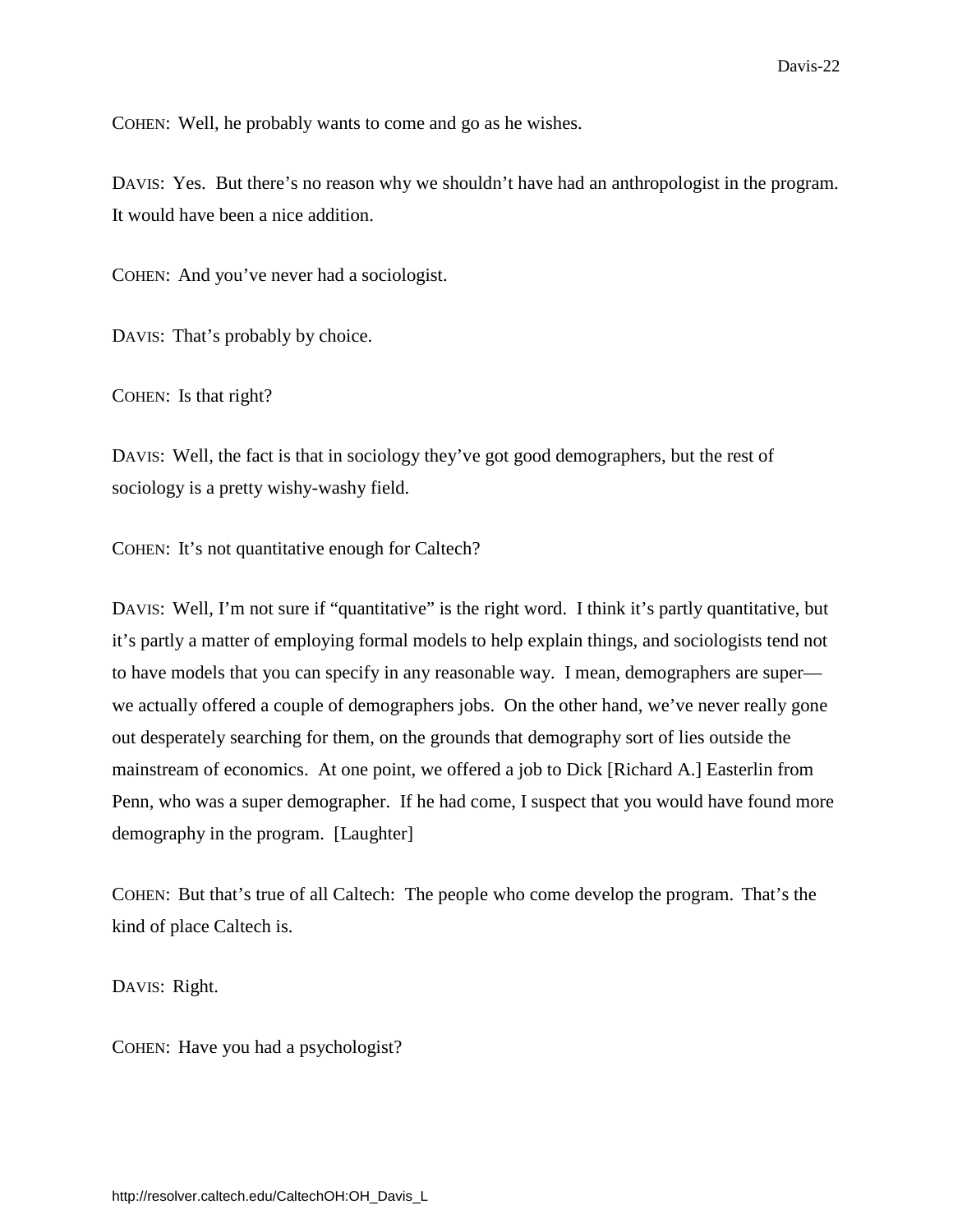COHEN: Well, he probably wants to come and go as he wishes.

DAVIS: Yes. But there's no reason why we shouldn't have had an anthropologist in the program. It would have been a nice addition.

COHEN: And you've never had a sociologist.

DAVIS: That's probably by choice.

COHEN: Is that right?

DAVIS: Well, the fact is that in sociology they've got good demographers, but the rest of sociology is a pretty wishy-washy field.

COHEN: It's not quantitative enough for Caltech?

DAVIS: Well, I'm not sure if "quantitative" is the right word. I think it's partly quantitative, but it's partly a matter of employing formal models to help explain things, and sociologists tend not to have models that you can specify in any reasonable way. I mean, demographers are super—we actually offered a couple of demographers jobs. On the other hand, we've never really gone out desperately searching for them, on the grounds that demography sort of lies outside the mainstream of economics. At one point, we offered a job to Dick [Richard A.] Easterlin from Penn, who was a super demographer. If he had come, I suspect that you would have found more demography in the program. [Laughter]

COHEN: But that's true of all Caltech: The people who come develop the program. That's the kind of place Caltech is.

DAVIS: Right.

COHEN: Have you had a psychologist?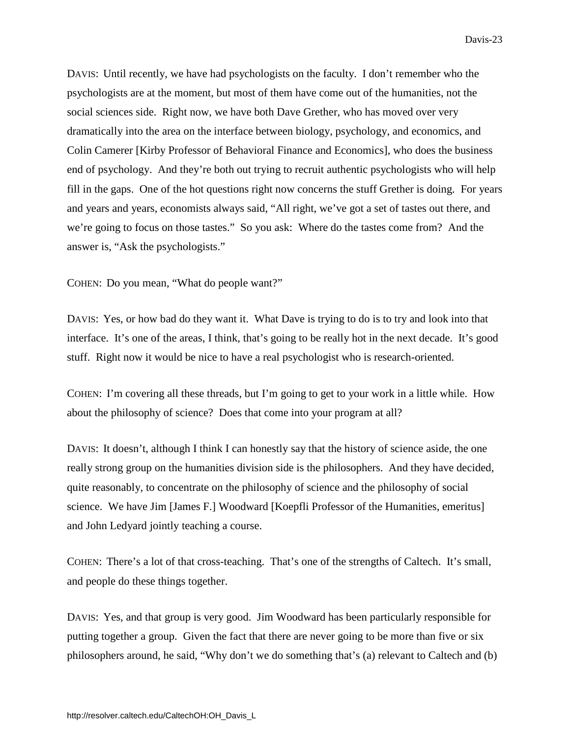DAVIS: Until recently, we have had psychologists on the faculty. I don't remember who the psychologists are at the moment, but most of them have come out of the humanities, not the social sciences side. Right now, we have both Dave Grether, who has moved over very dramatically into the area on the interface between biology, psychology, and economics, and Colin Camerer [Kirby Professor of Behavioral Finance and Economics], who does the business end of psychology. And they're both out trying to recruit authentic psychologists who will help fill in the gaps. One of the hot questions right now concerns the stuff Grether is doing. For years and years and years, economists always said, "All right, we've got a set of tastes out there, and we're going to focus on those tastes." So you ask: Where do the tastes come from? And the answer is, "Ask the psychologists."

COHEN: Do you mean, "What do people want?"

DAVIS: Yes, or how bad do they want it. What Dave is trying to do is to try and look into that interface. It's one of the areas, I think, that's going to be really hot in the next decade. It's good stuff. Right now it would be nice to have a real psychologist who is research-oriented.

COHEN: I'm covering all these threads, but I'm going to get to your work in a little while. How about the philosophy of science? Does that come into your program at all?

DAVIS: It doesn't, although I think I can honestly say that the history of science aside, the one really strong group on the humanities division side is the philosophers. And they have decided, quite reasonably, to concentrate on the philosophy of science and the philosophy of social science. We have Jim [James F.] Woodward [Koepfli Professor of the Humanities, emeritus] and John Ledyard jointly teaching a course.

COHEN: There's a lot of that cross-teaching. That's one of the strengths of Caltech. It's small, and people do these things together.

DAVIS: Yes, and that group is very good. Jim Woodward has been particularly responsible for putting together a group. Given the fact that there are never going to be more than five or six philosophers around, he said, "Why don't we do something that's (a) relevant to Caltech and (b)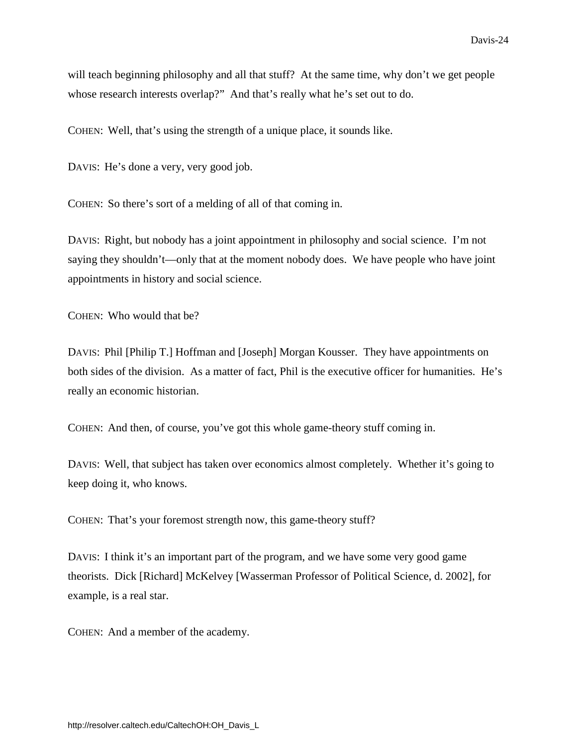will teach beginning philosophy and all that stuff? At the same time, why don't we get people whose research interests overlap?" And that's really what he's set out to do.

COHEN: Well, that's using the strength of a unique place, it sounds like.

DAVIS: He's done a very, very good job.

COHEN: So there's sort of a melding of all of that coming in.

DAVIS: Right, but nobody has a joint appointment in philosophy and social science. I'm not saying they shouldn't—only that at the moment nobody does. We have people who have joint appointments in history and social science.

COHEN: Who would that be?

DAVIS: Phil [Philip T.] Hoffman and [Joseph] Morgan Kousser. They have appointments on both sides of the division. As a matter of fact, Phil is the executive officer for humanities. He's really an economic historian.

COHEN: And then, of course, you've got this whole game-theory stuff coming in.

DAVIS: Well, that subject has taken over economics almost completely. Whether it's going to keep doing it, who knows.

COHEN: That's your foremost strength now, this game-theory stuff?

DAVIS: I think it's an important part of the program, and we have some very good game theorists. Dick [Richard] McKelvey [Wasserman Professor of Political Science, d. 2002], for example, is a real star.

COHEN: And a member of the academy.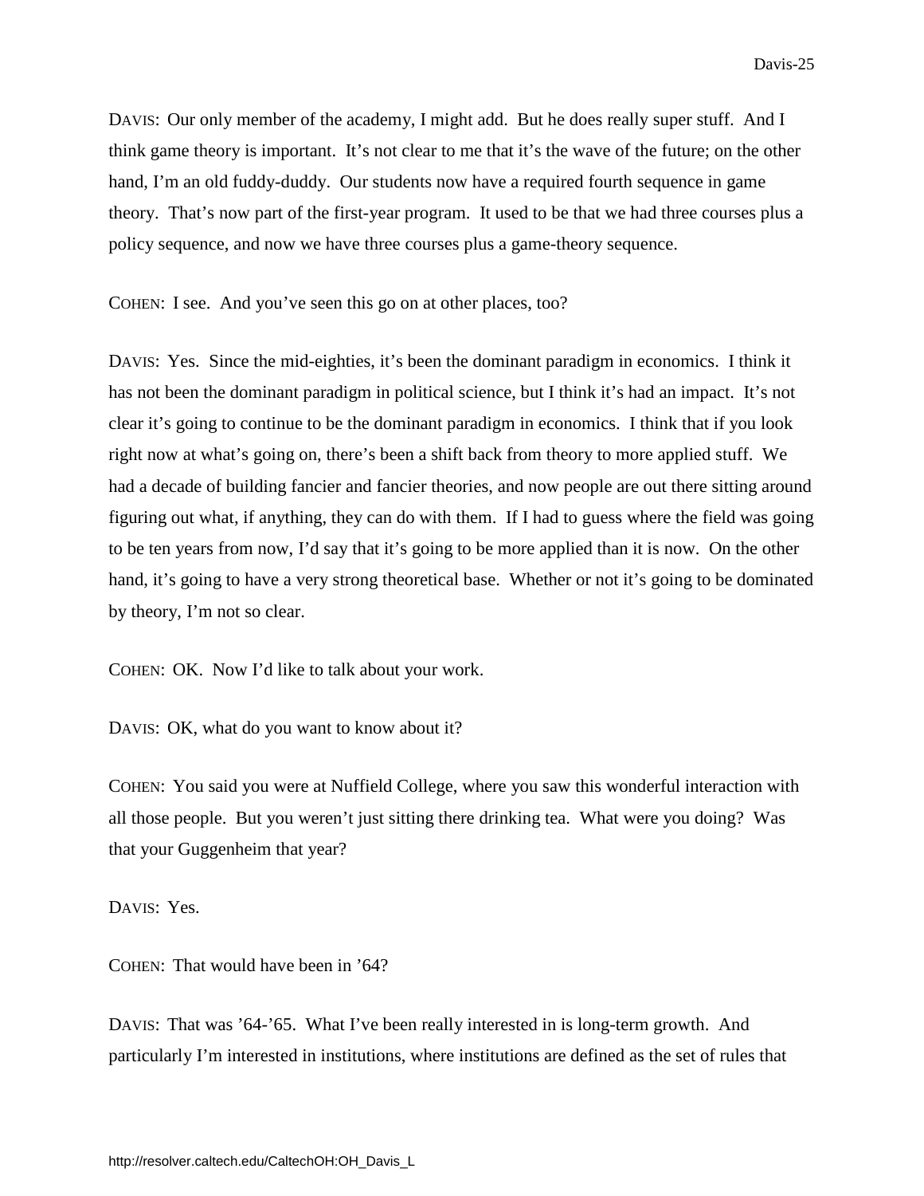DAVIS: Our only member of the academy, I might add. But he does really super stuff. And I think game theory is important. It's not clear to me that it's the wave of the future; on the other hand, I'm an old fuddy-duddy. Our students now have a required fourth sequence in game theory. That's now part of the first-year program. It used to be that we had three courses plus a policy sequence, and now we have three courses plus a game-theory sequence.

COHEN: I see. And you've seen this go on at other places, too?

DAVIS: Yes. Since the mid-eighties, it's been the dominant paradigm in economics. I think it has not been the dominant paradigm in political science, but I think it's had an impact. It's not clear it's going to continue to be the dominant paradigm in economics. I think that if you look right now at what's going on, there's been a shift back from theory to more applied stuff. We had a decade of building fancier and fancier theories, and now people are out there sitting around figuring out what, if anything, they can do with them. If I had to guess where the field was going to be ten years from now, I'd say that it's going to be more applied than it is now. On the other hand, it's going to have a very strong theoretical base. Whether or not it's going to be dominated by theory, I'm not so clear.

COHEN: OK. Now I'd like to talk about your work.

DAVIS: OK, what do you want to know about it?

COHEN: You said you were at Nuffield College, where you saw this wonderful interaction with all those people. But you weren't just sitting there drinking tea. What were you doing? Was that your Guggenheim that year?

DAVIS: Yes.

COHEN: That would have been in '64?

DAVIS: That was '64-'65. What I've been really interested in is long-term growth. And particularly I'm interested in institutions, where institutions are defined as the set of rules that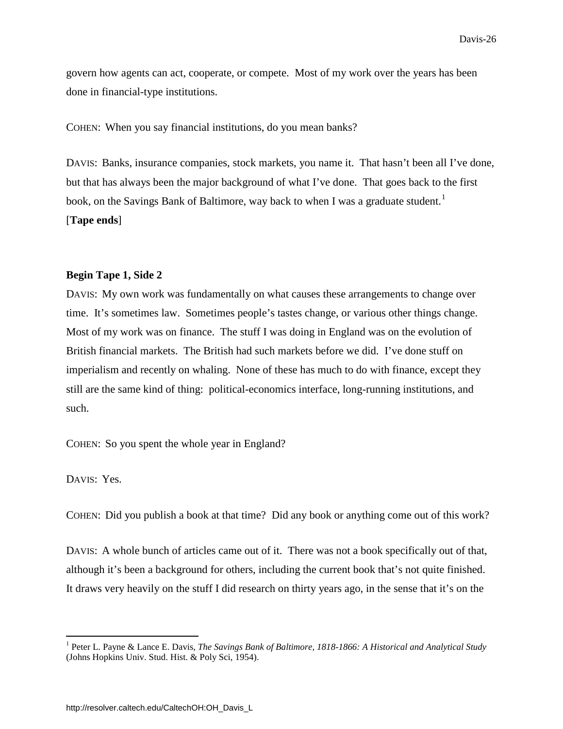govern how agents can act, cooperate, or compete. Most of my work over the years has been done in financial-type institutions.

COHEN: When you say financial institutions, do you mean banks?

DAVIS: Banks, insurance companies, stock markets, you name it. That hasn't been all I've done, but that has always been the major background of what I've done. That goes back to the first book, on the Savings Bank of Baltimore, way back to when I was a graduate student.[1]
[**Tape ends**]

**Begin Tape 1, Side 2**

DAVIS: My own work was fundamentally on what causes these arrangements to change over time. It's sometimes law. Sometimes people's tastes change, or various other things change. Most of my work was on finance. The stuff I was doing in England was on the evolution of British financial markets. The British had such markets before we did. I've done stuff on imperialism and recently on whaling. None of these has much to do with finance, except they still are the same kind of thing: political-economics interface, long-running institutions, and such.

COHEN: So you spent the whole year in England?

DAVIS: Yes.

COHEN: Did you publish a book at that time? Did any book or anything come out of this work?

DAVIS: A whole bunch of articles came out of it. There was not a book specifically out of that, although it's been a background for others, including the current book that's not quite finished. It draws very heavily on the stuff I did research on thirty years ago, in the sense that it's on the

[1] Peter L. Payne & Lance E. Davis, *The Savings Bank of Baltimore, 1818-1866: A Historical and Analytical Study* (Johns Hopkins Univ. Stud. Hist. & Poly Sci, 1954).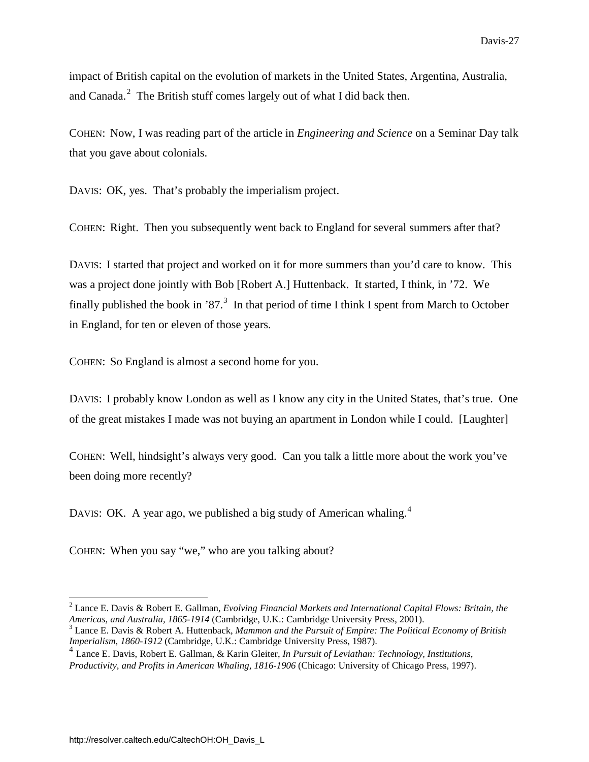impact of British capital on the evolution of markets in the United States, Argentina, Australia, and Canada.[2] The British stuff comes largely out of what I did back then.

COHEN: Now, I was reading part of the article in *Engineering and Science* on a Seminar Day talk that you gave about colonials.

DAVIS: OK, yes. That's probably the imperialism project.

COHEN: Right. Then you subsequently went back to England for several summers after that?

DAVIS: I started that project and worked on it for more summers than you'd care to know. This was a project done jointly with Bob [Robert A.] Huttenback. It started, I think, in '72. We finally published the book in '87.[3] In that period of time I think I spent from March to October in England, for ten or eleven of those years.

COHEN: So England is almost a second home for you.

DAVIS: I probably know London as well as I know any city in the United States, that's true. One of the great mistakes I made was not buying an apartment in London while I could. [Laughter]

COHEN: Well, hindsight's always very good. Can you talk a little more about the work you've been doing more recently?

DAVIS: OK. A year ago, we published a big study of American whaling.[4]

COHEN: When you say "we," who are you talking about?

---

[2] Lance E. Davis & Robert E. Gallman, *Evolving Financial Markets and International Capital Flows: Britain, the Americas, and Australia, 1865-1914* (Cambridge, U.K.: Cambridge University Press, 2001).

[3] Lance E. Davis & Robert A. Huttenback, *Mammon and the Pursuit of Empire: The Political Economy of British Imperialism, 1860-1912* (Cambridge, U.K.: Cambridge University Press, 1987).

[4] Lance E. Davis, Robert E. Gallman, & Karin Gleiter, *In Pursuit of Leviathan: Technology, Institutions, Productivity, and Profits in American Whaling, 1816-1906* (Chicago: University of Chicago Press, 1997).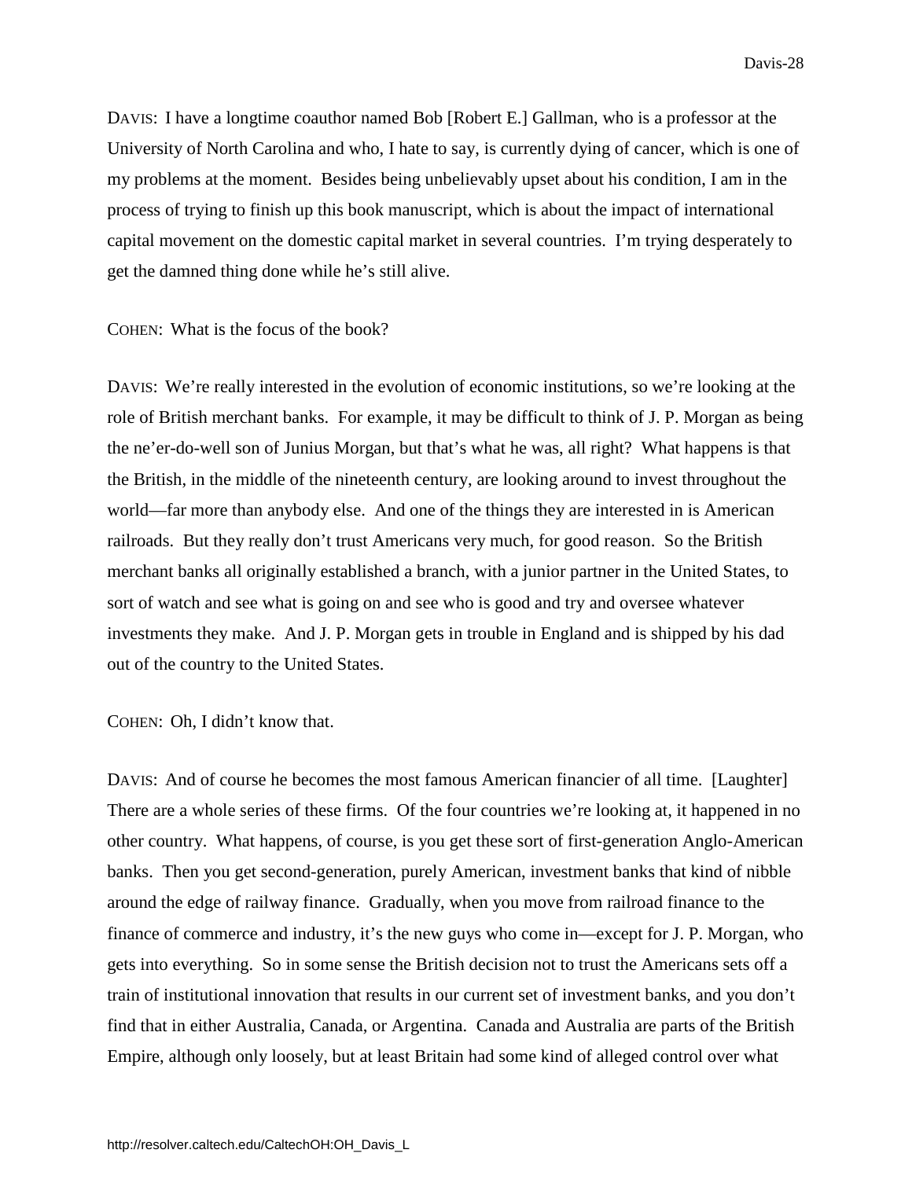DAVIS: I have a longtime coauthor named Bob [Robert E.] Gallman, who is a professor at the University of North Carolina and who, I hate to say, is currently dying of cancer, which is one of my problems at the moment. Besides being unbelievably upset about his condition, I am in the process of trying to finish up this book manuscript, which is about the impact of international capital movement on the domestic capital market in several countries. I'm trying desperately to get the damned thing done while he's still alive.

COHEN: What is the focus of the book?

DAVIS: We're really interested in the evolution of economic institutions, so we're looking at the role of British merchant banks. For example, it may be difficult to think of J. P. Morgan as being the ne'er-do-well son of Junius Morgan, but that's what he was, all right? What happens is that the British, in the middle of the nineteenth century, are looking around to invest throughout the world—far more than anybody else. And one of the things they are interested in is American railroads. But they really don't trust Americans very much, for good reason. So the British merchant banks all originally established a branch, with a junior partner in the United States, to sort of watch and see what is going on and see who is good and try and oversee whatever investments they make. And J. P. Morgan gets in trouble in England and is shipped by his dad out of the country to the United States.

COHEN: Oh, I didn't know that.

DAVIS: And of course he becomes the most famous American financier of all time. [Laughter] There are a whole series of these firms. Of the four countries we're looking at, it happened in no other country. What happens, of course, is you get these sort of first-generation Anglo-American banks. Then you get second-generation, purely American, investment banks that kind of nibble around the edge of railway finance. Gradually, when you move from railroad finance to the finance of commerce and industry, it's the new guys who come in—except for J. P. Morgan, who gets into everything. So in some sense the British decision not to trust the Americans sets off a train of institutional innovation that results in our current set of investment banks, and you don't find that in either Australia, Canada, or Argentina. Canada and Australia are parts of the British Empire, although only loosely, but at least Britain had some kind of alleged control over what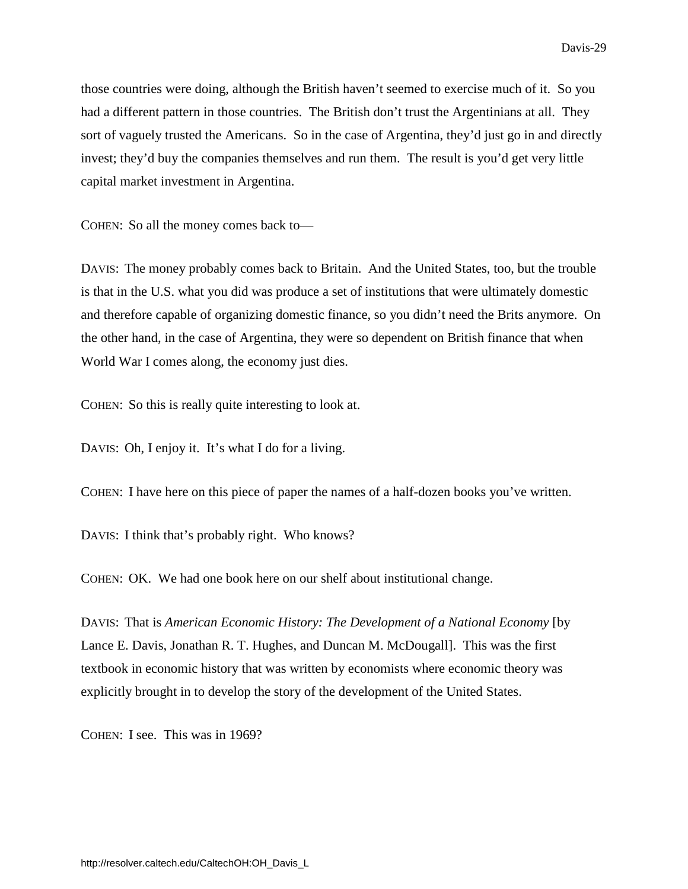those countries were doing, although the British haven't seemed to exercise much of it. So you had a different pattern in those countries. The British don't trust the Argentinians at all. They sort of vaguely trusted the Americans. So in the case of Argentina, they'd just go in and directly invest; they'd buy the companies themselves and run them. The result is you'd get very little capital market investment in Argentina.

COHEN: So all the money comes back to—

DAVIS: The money probably comes back to Britain. And the United States, too, but the trouble is that in the U.S. what you did was produce a set of institutions that were ultimately domestic and therefore capable of organizing domestic finance, so you didn't need the Brits anymore. On the other hand, in the case of Argentina, they were so dependent on British finance that when World War I comes along, the economy just dies.

COHEN: So this is really quite interesting to look at.

DAVIS: Oh, I enjoy it. It's what I do for a living.

COHEN: I have here on this piece of paper the names of a half-dozen books you've written.

DAVIS: I think that's probably right. Who knows?

COHEN: OK. We had one book here on our shelf about institutional change.

DAVIS: That is *American Economic History: The Development of a National Economy* [by Lance E. Davis, Jonathan R. T. Hughes, and Duncan M. McDougall]. This was the first textbook in economic history that was written by economists where economic theory was explicitly brought in to develop the story of the development of the United States.

COHEN: I see. This was in 1969?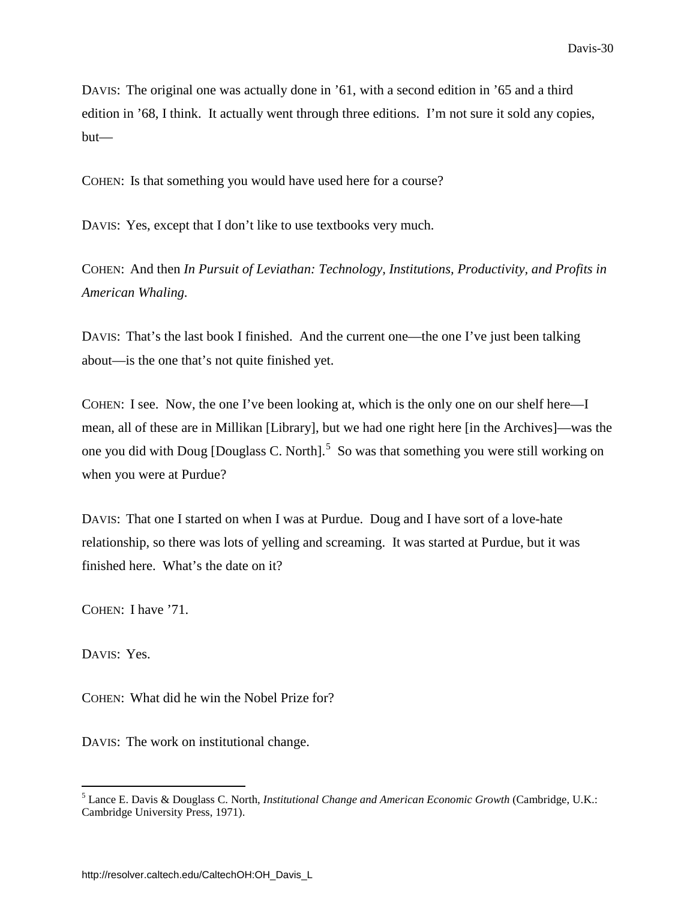DAVIS: The original one was actually done in '61, with a second edition in '65 and a third edition in '68, I think. It actually went through three editions. I'm not sure it sold any copies, but—

COHEN: Is that something you would have used here for a course?

DAVIS: Yes, except that I don't like to use textbooks very much.

COHEN: And then *In Pursuit of Leviathan: Technology, Institutions, Productivity, and Profits in American Whaling.*

DAVIS: That's the last book I finished. And the current one—the one I've just been talking about—is the one that's not quite finished yet.

COHEN: I see. Now, the one I've been looking at, which is the only one on our shelf here—I mean, all of these are in Millikan [Library], but we had one right here [in the Archives]—was the one you did with Doug [Douglass C. North].[5] So was that something you were still working on when you were at Purdue?

DAVIS: That one I started on when I was at Purdue. Doug and I have sort of a love-hate relationship, so there was lots of yelling and screaming. It was started at Purdue, but it was finished here. What's the date on it?

COHEN: I have '71.

DAVIS: Yes.

COHEN: What did he win the Nobel Prize for?

DAVIS: The work on institutional change.

---

[5] Lance E. Davis & Douglass C. North, *Institutional Change and American Economic Growth* (Cambridge, U.K.: Cambridge University Press, 1971).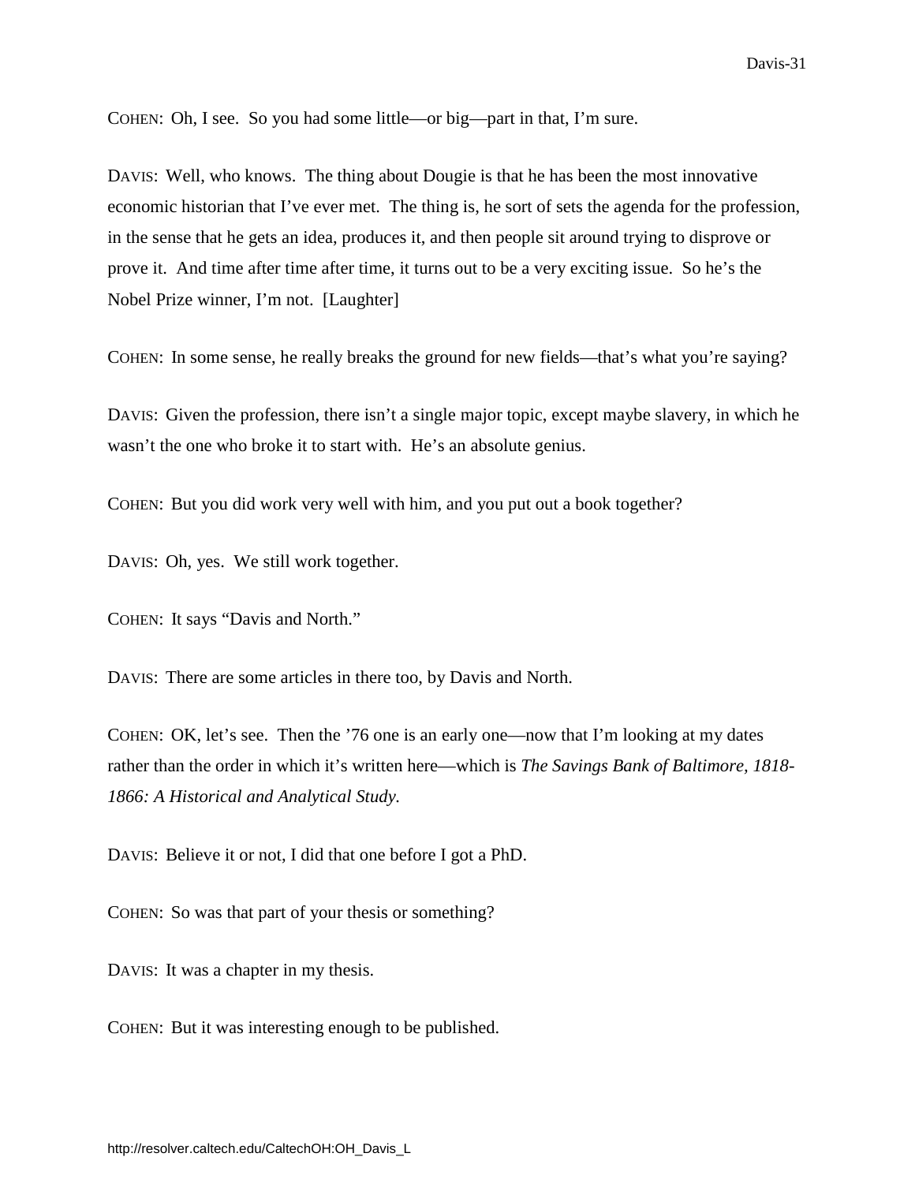COHEN: Oh, I see. So you had some little—or big—part in that, I'm sure.

DAVIS: Well, who knows. The thing about Dougie is that he has been the most innovative economic historian that I've ever met. The thing is, he sort of sets the agenda for the profession, in the sense that he gets an idea, produces it, and then people sit around trying to disprove or prove it. And time after time after time, it turns out to be a very exciting issue. So he's the Nobel Prize winner, I'm not. [Laughter]

COHEN: In some sense, he really breaks the ground for new fields—that's what you're saying?

DAVIS: Given the profession, there isn't a single major topic, except maybe slavery, in which he wasn't the one who broke it to start with. He's an absolute genius.

COHEN: But you did work very well with him, and you put out a book together?

DAVIS: Oh, yes. We still work together.

COHEN: It says "Davis and North."

DAVIS: There are some articles in there too, by Davis and North.

COHEN: OK, let's see. Then the '76 one is an early one—now that I'm looking at my dates rather than the order in which it's written here—which is *The Savings Bank of Baltimore, 1818-1866: A Historical and Analytical Study.*

DAVIS: Believe it or not, I did that one before I got a PhD.

COHEN: So was that part of your thesis or something?

DAVIS: It was a chapter in my thesis.

COHEN: But it was interesting enough to be published.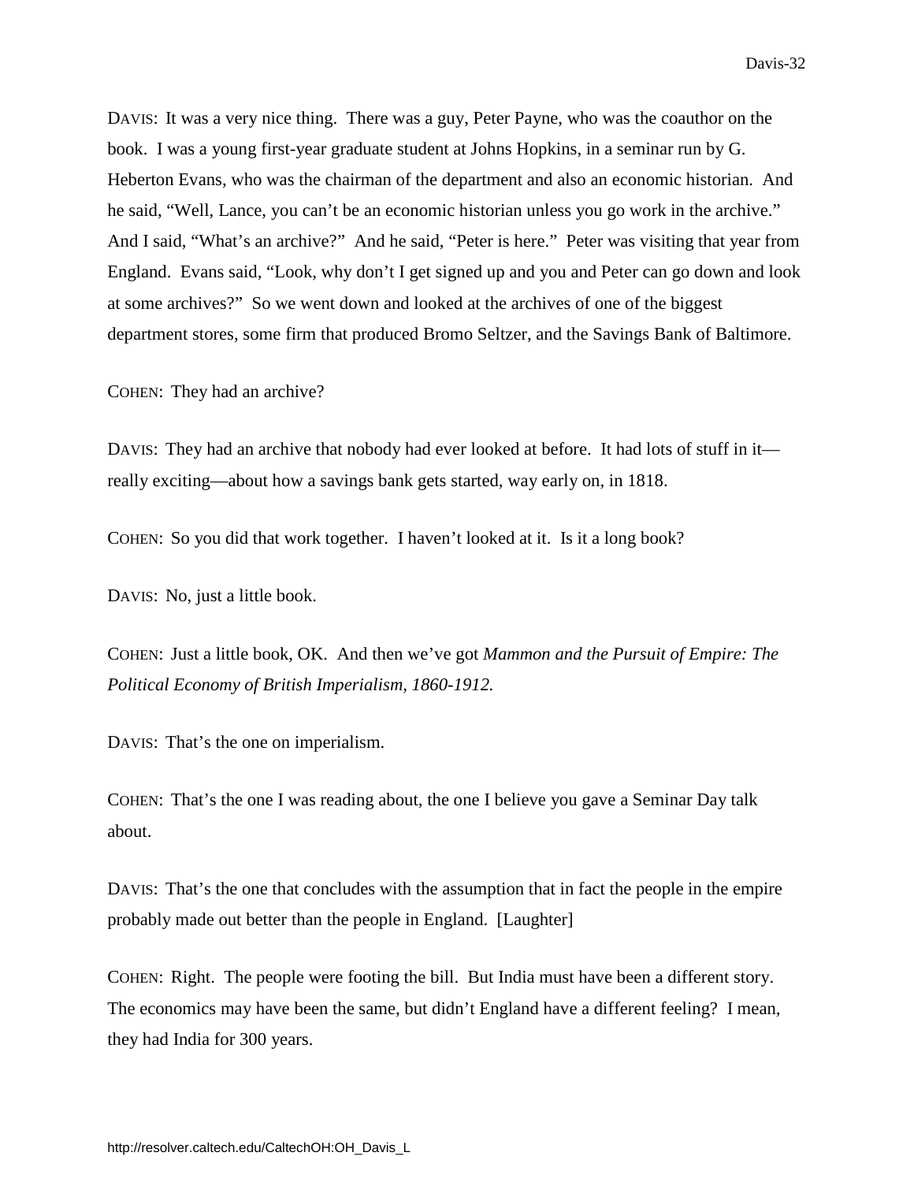DAVIS: It was a very nice thing. There was a guy, Peter Payne, who was the coauthor on the book. I was a young first-year graduate student at Johns Hopkins, in a seminar run by G. Heberton Evans, who was the chairman of the department and also an economic historian. And he said, "Well, Lance, you can't be an economic historian unless you go work in the archive." And I said, "What's an archive?" And he said, "Peter is here." Peter was visiting that year from England. Evans said, "Look, why don't I get signed up and you and Peter can go down and look at some archives?" So we went down and looked at the archives of one of the biggest department stores, some firm that produced Bromo Seltzer, and the Savings Bank of Baltimore.

COHEN: They had an archive?

DAVIS: They had an archive that nobody had ever looked at before. It had lots of stuff in it—really exciting—about how a savings bank gets started, way early on, in 1818.

COHEN: So you did that work together. I haven't looked at it. Is it a long book?

DAVIS: No, just a little book.

COHEN: Just a little book, OK. And then we've got *Mammon and the Pursuit of Empire: The Political Economy of British Imperialism, 1860-1912.*

DAVIS: That's the one on imperialism.

COHEN: That's the one I was reading about, the one I believe you gave a Seminar Day talk about.

DAVIS: That's the one that concludes with the assumption that in fact the people in the empire probably made out better than the people in England. [Laughter]

COHEN: Right. The people were footing the bill. But India must have been a different story. The economics may have been the same, but didn't England have a different feeling? I mean, they had India for 300 years.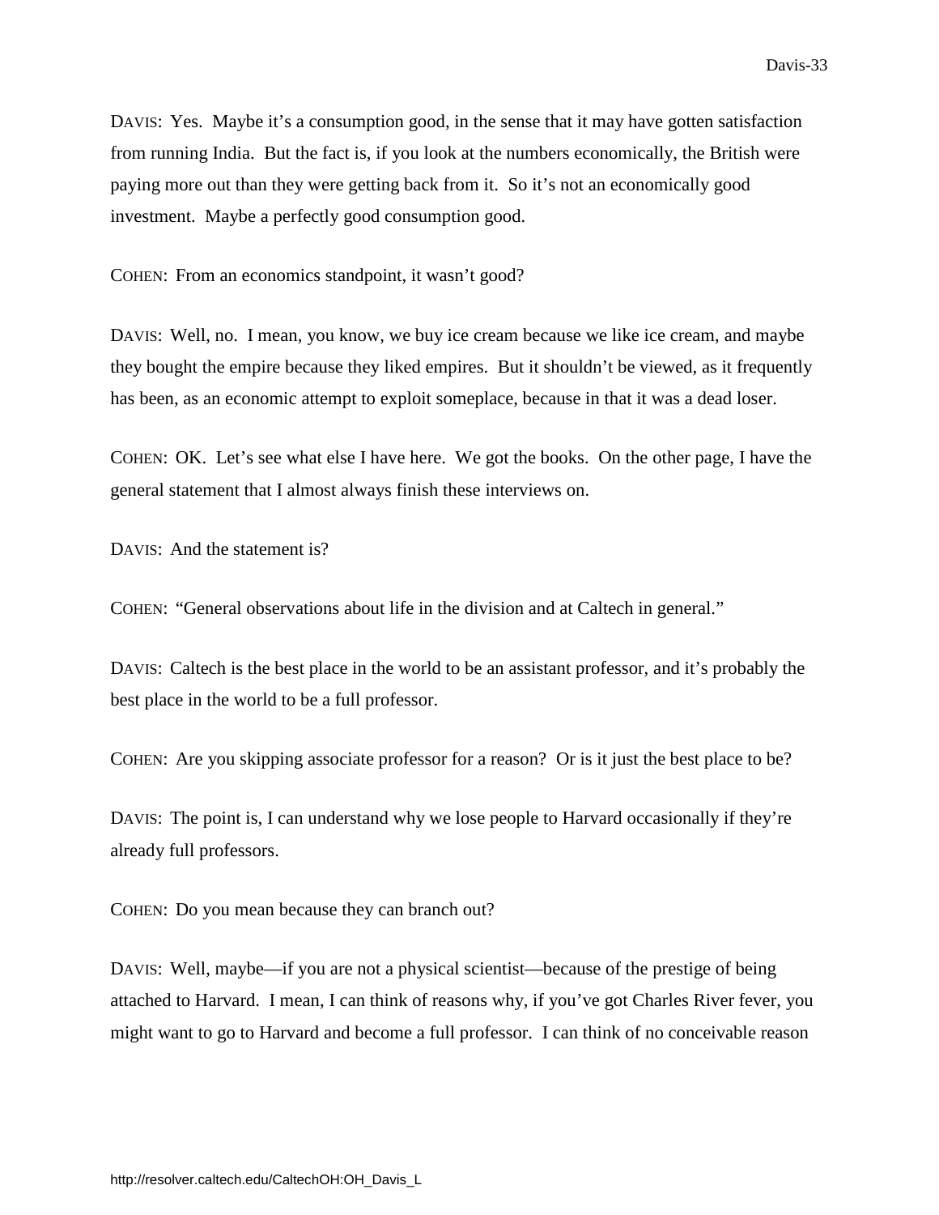DAVIS: Yes. Maybe it's a consumption good, in the sense that it may have gotten satisfaction from running India. But the fact is, if you look at the numbers economically, the British were paying more out than they were getting back from it. So it's not an economically good investment. Maybe a perfectly good consumption good.

COHEN: From an economics standpoint, it wasn't good?

DAVIS: Well, no. I mean, you know, we buy ice cream because we like ice cream, and maybe they bought the empire because they liked empires. But it shouldn't be viewed, as it frequently has been, as an economic attempt to exploit someplace, because in that it was a dead loser.

COHEN: OK. Let's see what else I have here. We got the books. On the other page, I have the general statement that I almost always finish these interviews on.

DAVIS: And the statement is?

COHEN: "General observations about life in the division and at Caltech in general."

DAVIS: Caltech is the best place in the world to be an assistant professor, and it's probably the best place in the world to be a full professor.

COHEN: Are you skipping associate professor for a reason? Or is it just the best place to be?

DAVIS: The point is, I can understand why we lose people to Harvard occasionally if they're already full professors.

COHEN: Do you mean because they can branch out?

DAVIS: Well, maybe—if you are not a physical scientist—because of the prestige of being attached to Harvard. I mean, I can think of reasons why, if you've got Charles River fever, you might want to go to Harvard and become a full professor. I can think of no conceivable reason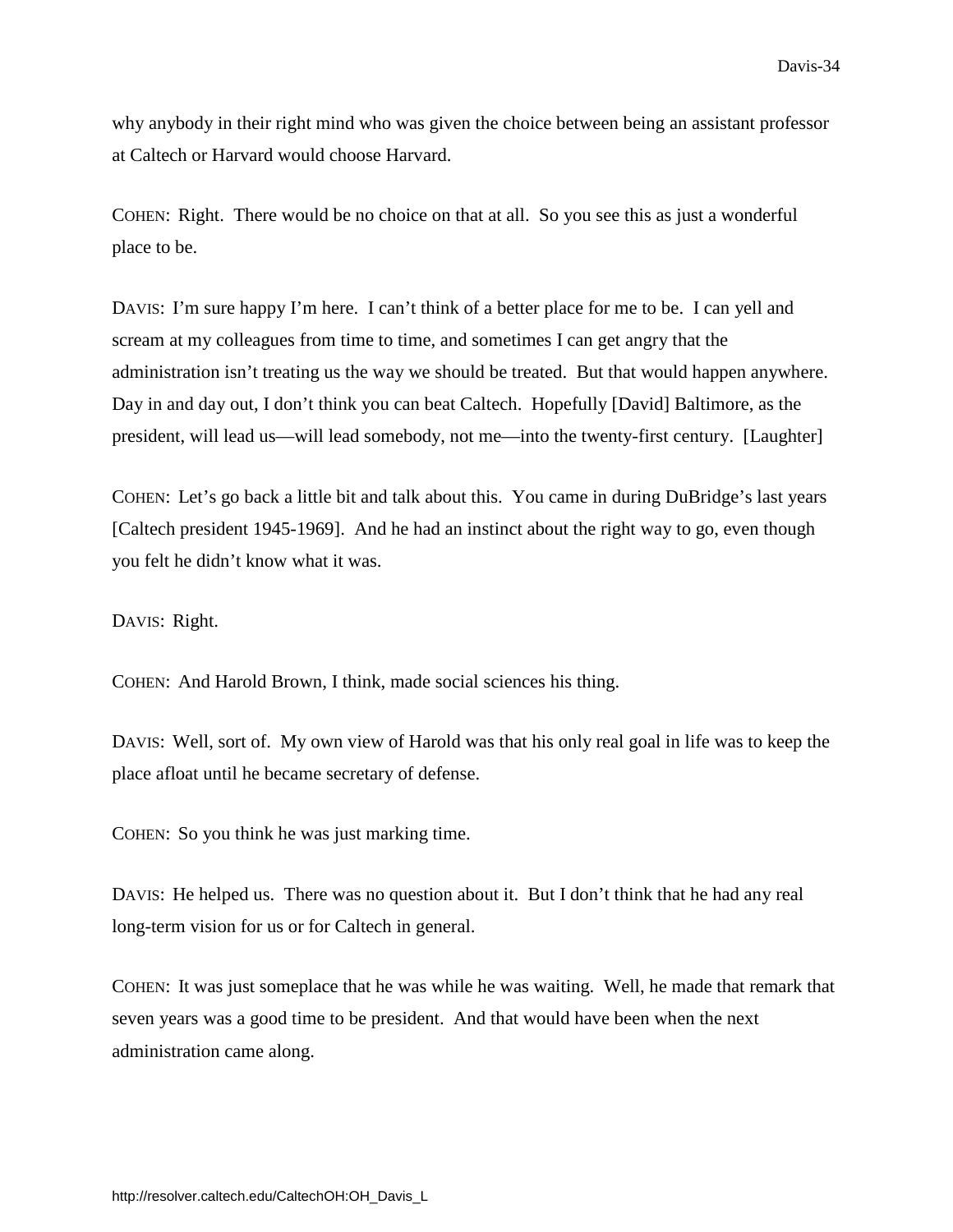why anybody in their right mind who was given the choice between being an assistant professor at Caltech or Harvard would choose Harvard.

COHEN: Right. There would be no choice on that at all. So you see this as just a wonderful place to be.

DAVIS: I'm sure happy I'm here. I can't think of a better place for me to be. I can yell and scream at my colleagues from time to time, and sometimes I can get angry that the administration isn't treating us the way we should be treated. But that would happen anywhere. Day in and day out, I don't think you can beat Caltech. Hopefully [David] Baltimore, as the president, will lead us—will lead somebody, not me—into the twenty-first century. [Laughter]

COHEN: Let's go back a little bit and talk about this. You came in during DuBridge's last years [Caltech president 1945-1969]. And he had an instinct about the right way to go, even though you felt he didn't know what it was.

DAVIS: Right.

COHEN: And Harold Brown, I think, made social sciences his thing.

DAVIS: Well, sort of. My own view of Harold was that his only real goal in life was to keep the place afloat until he became secretary of defense.

COHEN: So you think he was just marking time.

DAVIS: He helped us. There was no question about it. But I don't think that he had any real long-term vision for us or for Caltech in general.

COHEN: It was just someplace that he was while he was waiting. Well, he made that remark that seven years was a good time to be president. And that would have been when the next administration came along.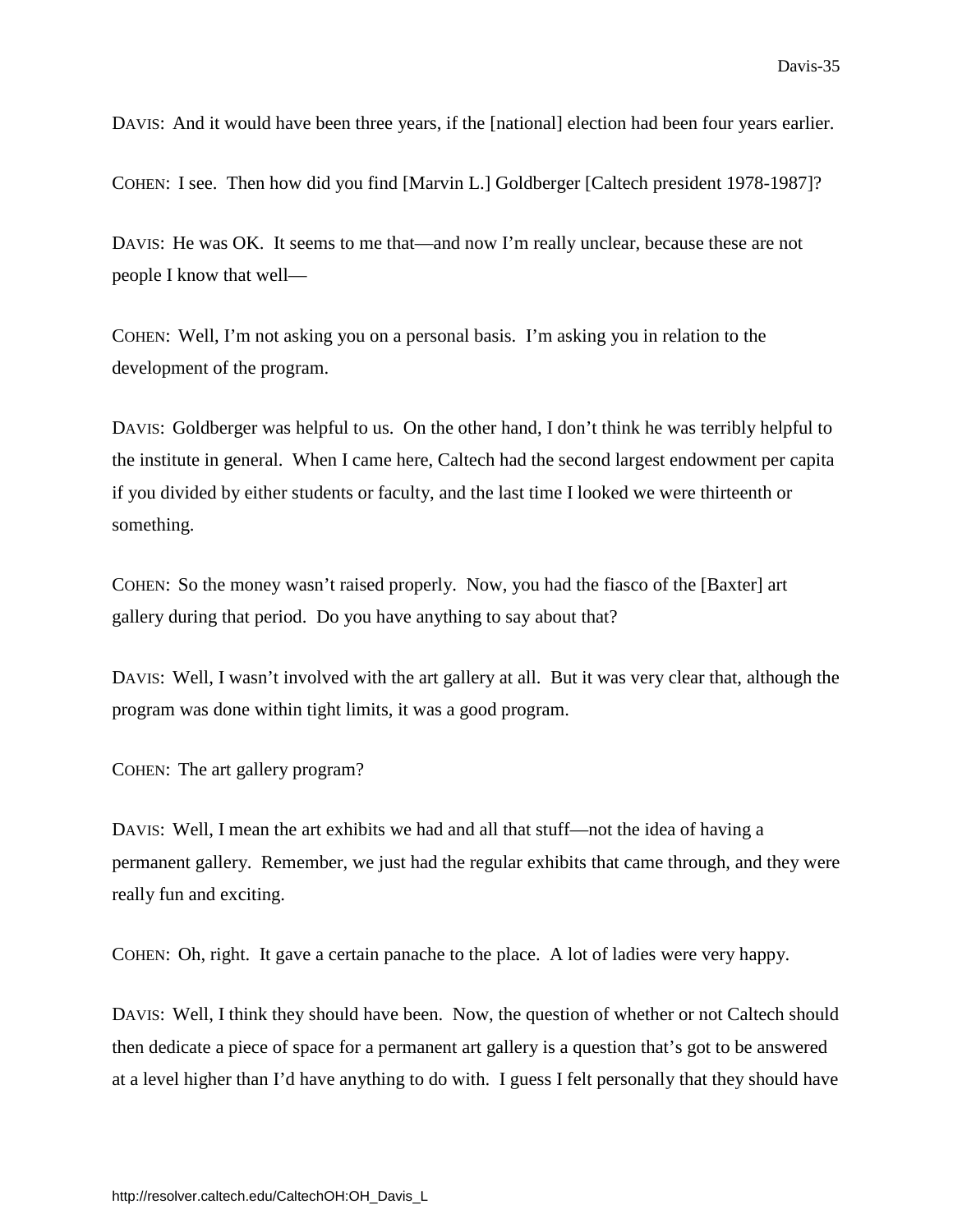DAVIS: And it would have been three years, if the [national] election had been four years earlier.

COHEN: I see. Then how did you find [Marvin L.] Goldberger [Caltech president 1978-1987]?

DAVIS: He was OK. It seems to me that—and now I'm really unclear, because these are not people I know that well—

COHEN: Well, I'm not asking you on a personal basis. I'm asking you in relation to the development of the program.

DAVIS: Goldberger was helpful to us. On the other hand, I don't think he was terribly helpful to the institute in general. When I came here, Caltech had the second largest endowment per capita if you divided by either students or faculty, and the last time I looked we were thirteenth or something.

COHEN: So the money wasn't raised properly. Now, you had the fiasco of the [Baxter] art gallery during that period. Do you have anything to say about that?

DAVIS: Well, I wasn't involved with the art gallery at all. But it was very clear that, although the program was done within tight limits, it was a good program.

COHEN: The art gallery program?

DAVIS: Well, I mean the art exhibits we had and all that stuff—not the idea of having a permanent gallery. Remember, we just had the regular exhibits that came through, and they were really fun and exciting.

COHEN: Oh, right. It gave a certain panache to the place. A lot of ladies were very happy.

DAVIS: Well, I think they should have been. Now, the question of whether or not Caltech should then dedicate a piece of space for a permanent art gallery is a question that's got to be answered at a level higher than I'd have anything to do with. I guess I felt personally that they should have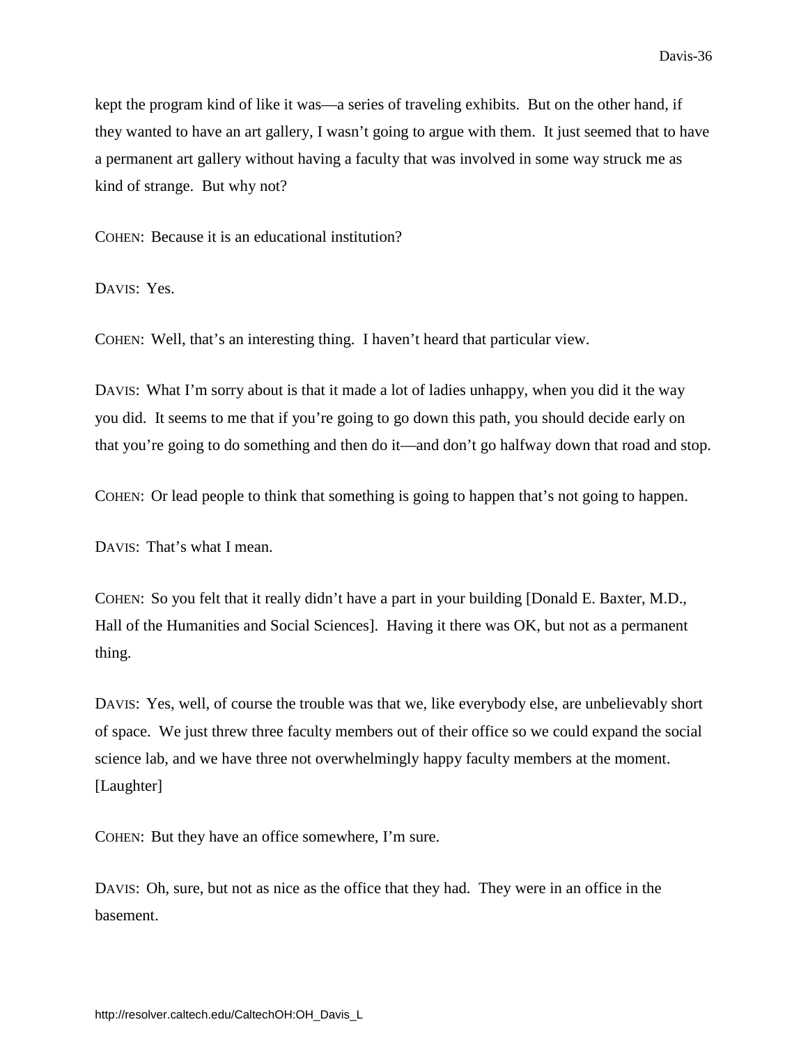kept the program kind of like it was—a series of traveling exhibits. But on the other hand, if they wanted to have an art gallery, I wasn't going to argue with them. It just seemed that to have a permanent art gallery without having a faculty that was involved in some way struck me as kind of strange. But why not?

COHEN: Because it is an educational institution?

DAVIS: Yes.

COHEN: Well, that's an interesting thing. I haven't heard that particular view.

DAVIS: What I'm sorry about is that it made a lot of ladies unhappy, when you did it the way you did. It seems to me that if you're going to go down this path, you should decide early on that you're going to do something and then do it—and don't go halfway down that road and stop.

COHEN: Or lead people to think that something is going to happen that's not going to happen.

DAVIS: That's what I mean.

COHEN: So you felt that it really didn't have a part in your building [Donald E. Baxter, M.D., Hall of the Humanities and Social Sciences]. Having it there was OK, but not as a permanent thing.

DAVIS: Yes, well, of course the trouble was that we, like everybody else, are unbelievably short of space. We just threw three faculty members out of their office so we could expand the social science lab, and we have three not overwhelmingly happy faculty members at the moment. [Laughter]

COHEN: But they have an office somewhere, I'm sure.

DAVIS: Oh, sure, but not as nice as the office that they had. They were in an office in the basement.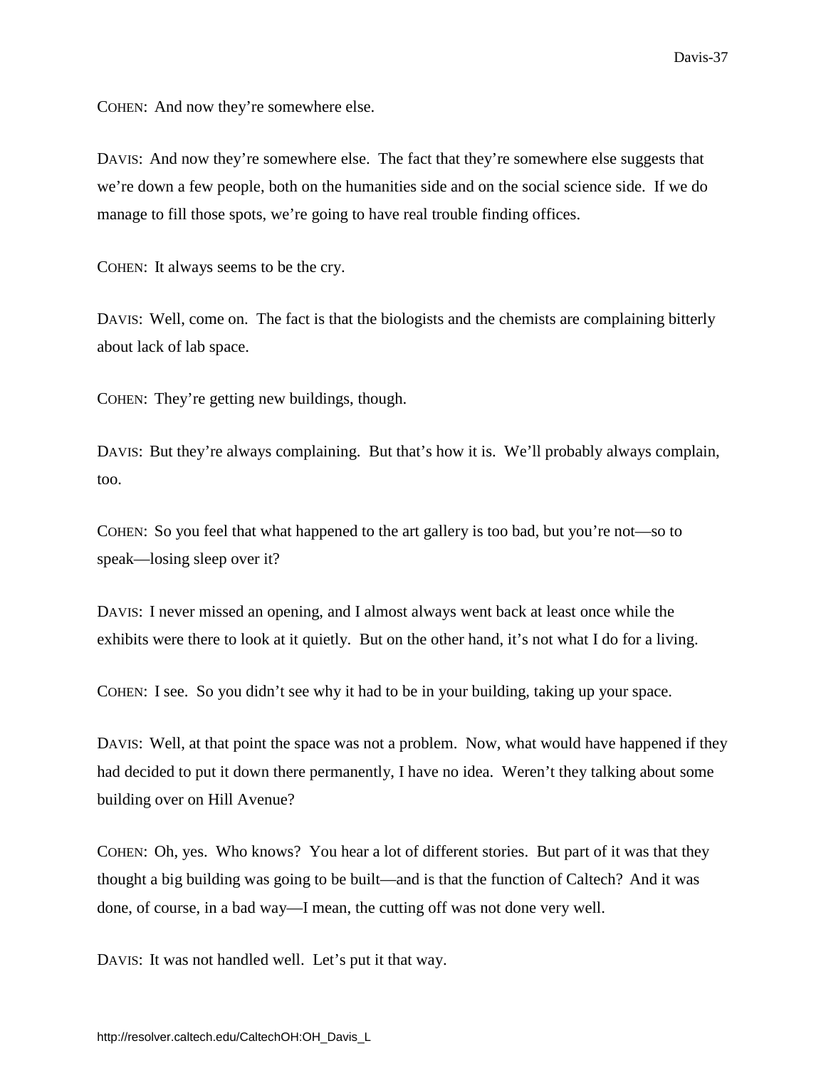COHEN: And now they're somewhere else.

DAVIS: And now they're somewhere else. The fact that they're somewhere else suggests that we're down a few people, both on the humanities side and on the social science side. If we do manage to fill those spots, we're going to have real trouble finding offices.

COHEN: It always seems to be the cry.

DAVIS: Well, come on. The fact is that the biologists and the chemists are complaining bitterly about lack of lab space.

COHEN: They're getting new buildings, though.

DAVIS: But they're always complaining. But that's how it is. We'll probably always complain, too.

COHEN: So you feel that what happened to the art gallery is too bad, but you're not—so to speak—losing sleep over it?

DAVIS: I never missed an opening, and I almost always went back at least once while the exhibits were there to look at it quietly. But on the other hand, it's not what I do for a living.

COHEN: I see. So you didn't see why it had to be in your building, taking up your space.

DAVIS: Well, at that point the space was not a problem. Now, what would have happened if they had decided to put it down there permanently, I have no idea. Weren't they talking about some building over on Hill Avenue?

COHEN: Oh, yes. Who knows? You hear a lot of different stories. But part of it was that they thought a big building was going to be built—and is that the function of Caltech? And it was done, of course, in a bad way—I mean, the cutting off was not done very well.

DAVIS: It was not handled well. Let's put it that way.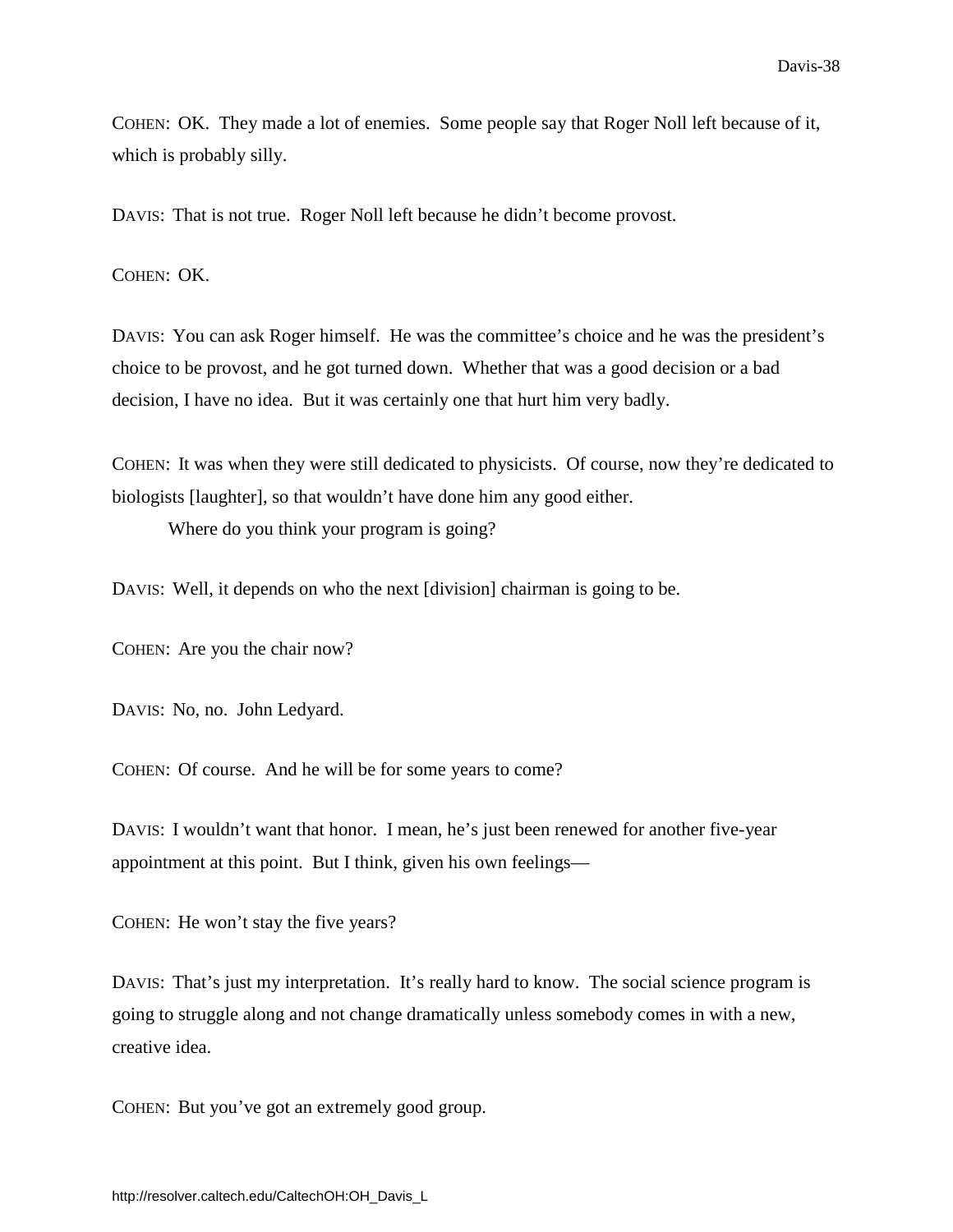COHEN: OK. They made a lot of enemies. Some people say that Roger Noll left because of it, which is probably silly.

DAVIS: That is not true. Roger Noll left because he didn't become provost.

COHEN: OK.

DAVIS: You can ask Roger himself. He was the committee's choice and he was the president's choice to be provost, and he got turned down. Whether that was a good decision or a bad decision, I have no idea. But it was certainly one that hurt him very badly.

COHEN: It was when they were still dedicated to physicists. Of course, now they're dedicated to biologists [laughter], so that wouldn't have done him any good either.

Where do you think your program is going?

DAVIS: Well, it depends on who the next [division] chairman is going to be.

COHEN: Are you the chair now?

DAVIS: No, no. John Ledyard.

COHEN: Of course. And he will be for some years to come?

DAVIS: I wouldn't want that honor. I mean, he's just been renewed for another five-year appointment at this point. But I think, given his own feelings—

COHEN: He won't stay the five years?

DAVIS: That's just my interpretation. It's really hard to know. The social science program is going to struggle along and not change dramatically unless somebody comes in with a new, creative idea.

COHEN: But you've got an extremely good group.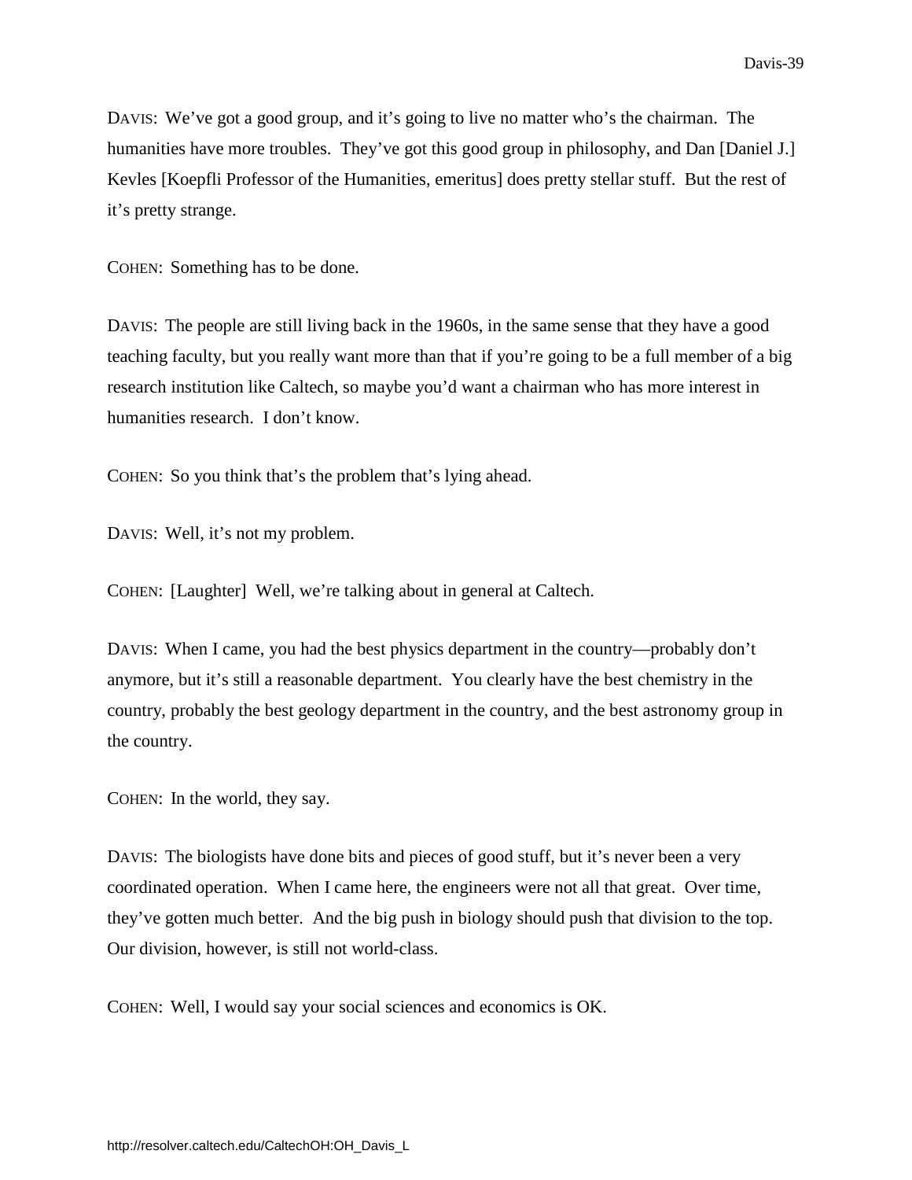DAVIS: We've got a good group, and it's going to live no matter who's the chairman. The humanities have more troubles. They've got this good group in philosophy, and Dan [Daniel J.] Kevles [Koepfli Professor of the Humanities, emeritus] does pretty stellar stuff. But the rest of it's pretty strange.

COHEN: Something has to be done.

DAVIS: The people are still living back in the 1960s, in the same sense that they have a good teaching faculty, but you really want more than that if you're going to be a full member of a big research institution like Caltech, so maybe you'd want a chairman who has more interest in humanities research. I don't know.

COHEN: So you think that's the problem that's lying ahead.

DAVIS: Well, it's not my problem.

COHEN: [Laughter] Well, we're talking about in general at Caltech.

DAVIS: When I came, you had the best physics department in the country—probably don't anymore, but it's still a reasonable department. You clearly have the best chemistry in the country, probably the best geology department in the country, and the best astronomy group in the country.

COHEN: In the world, they say.

DAVIS: The biologists have done bits and pieces of good stuff, but it's never been a very coordinated operation. When I came here, the engineers were not all that great. Over time, they've gotten much better. And the big push in biology should push that division to the top. Our division, however, is still not world-class.

COHEN: Well, I would say your social sciences and economics is OK.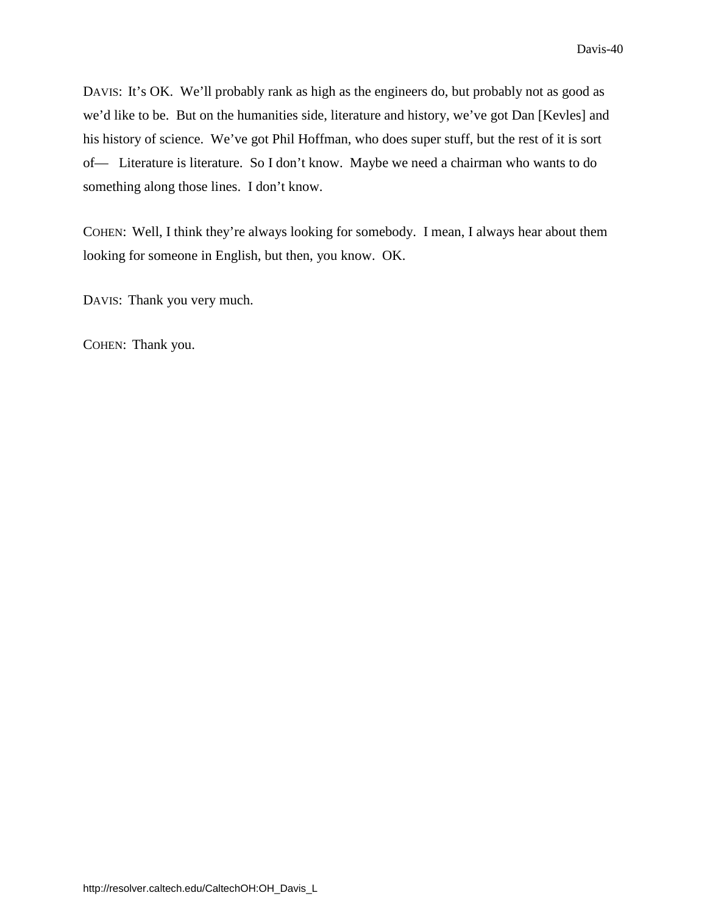DAVIS: It's OK. We'll probably rank as high as the engineers do, but probably not as good as we'd like to be. But on the humanities side, literature and history, we've got Dan [Kevles] and his history of science. We've got Phil Hoffman, who does super stuff, but the rest of it is sort of— Literature is literature. So I don't know. Maybe we need a chairman who wants to do something along those lines. I don't know.

COHEN: Well, I think they're always looking for somebody. I mean, I always hear about them looking for someone in English, but then, you know. OK.

DAVIS: Thank you very much.

COHEN: Thank you.